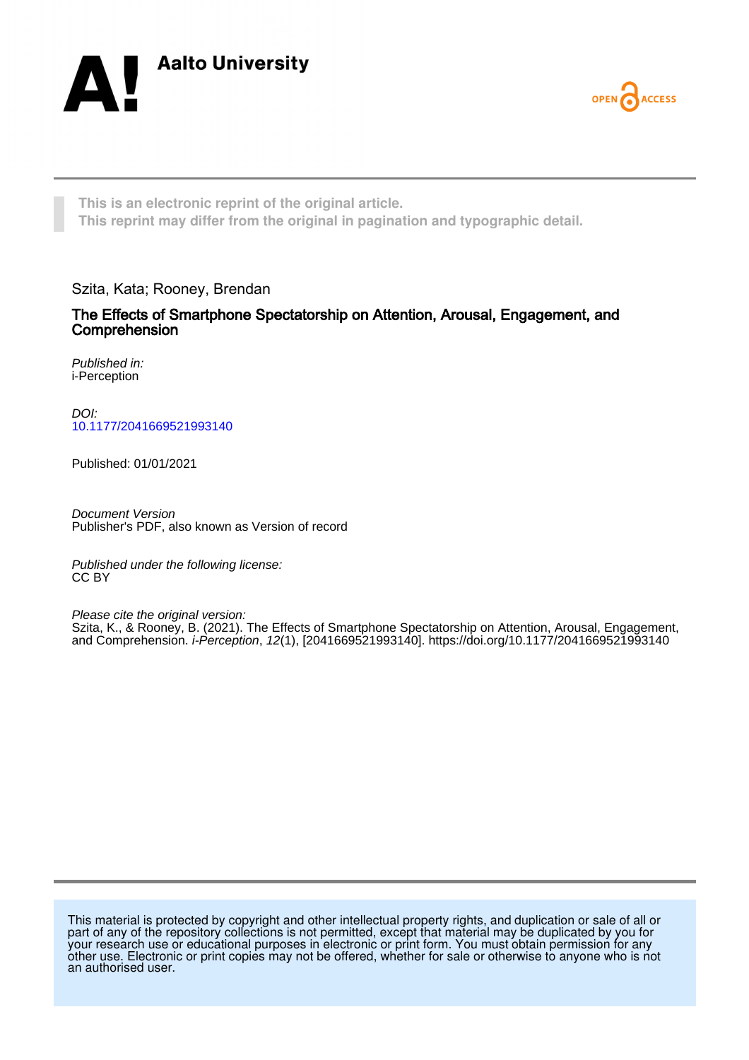Aalto University

OPEN ACCESS

This is an electronic reprint of the original article.
This reprint may differ from the original in pagination and typographic detail.

Szita, Kata; Rooney, Brendan

# The Effects of Smartphone Spectatorship on Attention, Arousal, Engagement, and Comprehension

*Published in:*
i-Perception

*DOI:*
10.1177/2041669521993140

Published: 01/01/2021

*Document Version*
Publisher's PDF, also known as Version of record

*Published under the following license:*
CC BY

*Please cite the original version:*
Szita, K., & Rooney, B. (2021). The Effects of Smartphone Spectatorship on Attention, Arousal, Engagement, and Comprehension. *i-Perception*, *12*(1), [2041669521993140]. https://doi.org/10.1177/2041669521993140

This material is protected by copyright and other intellectual property rights, and duplication or sale of all or part of any of the repository collections is not permitted, except that material may be duplicated by you for your research use or educational purposes in electronic or print form. You must obtain permission for any other use. Electronic or print copies may not be offered, whether for sale or otherwise to anyone who is not an authorised user.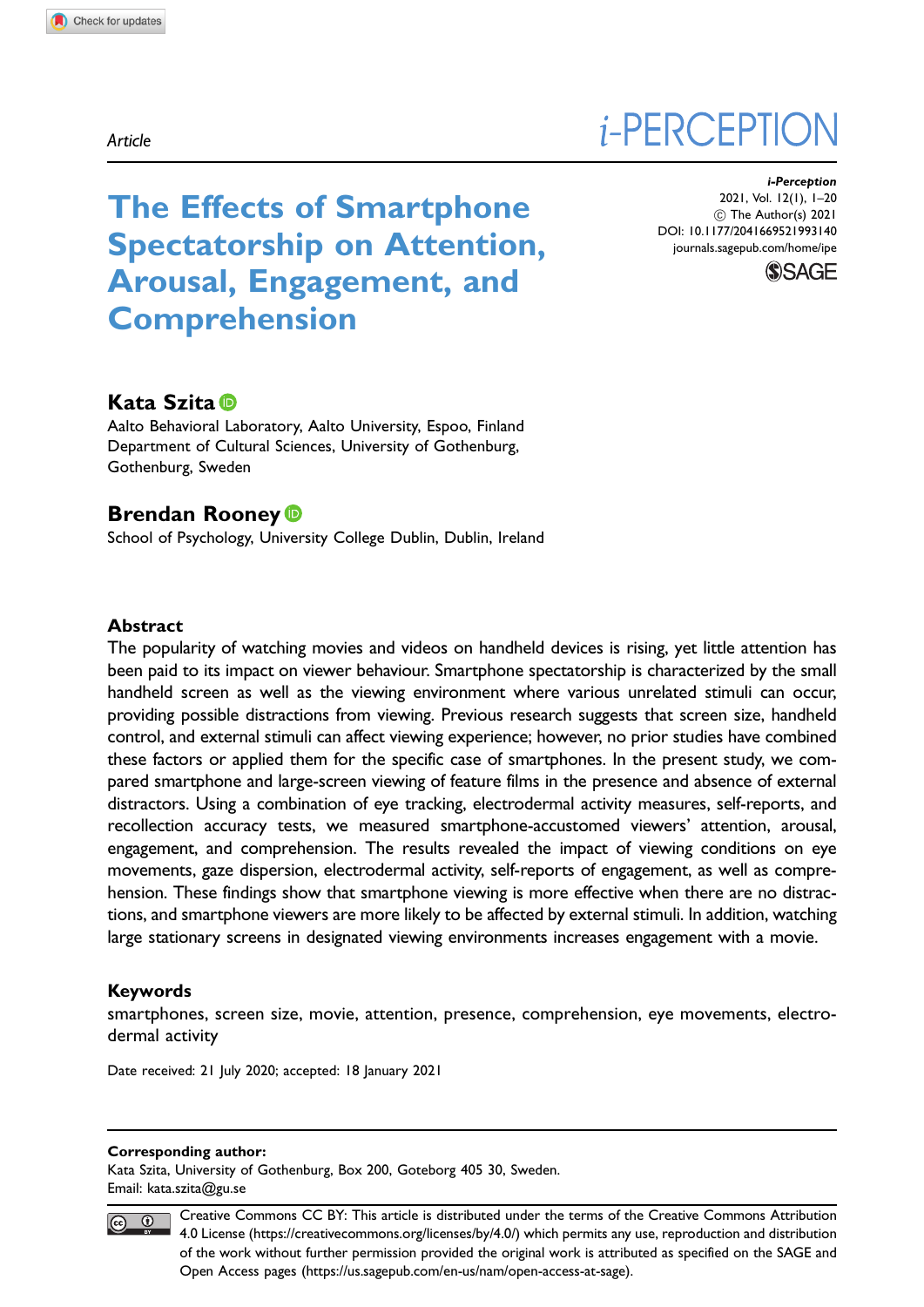Article

# The Effects of Smartphone Spectatorship on Attention, Arousal, Engagement, and Comprehension

*i-Perception*
2021, Vol. 12(1), 1–20
© The Author(s) 2021
DOI: 10.1177/2041669521993140
journals.sagepub.com/home/ipe

**Kata Szita**
Aalto Behavioral Laboratory, Aalto University, Espoo, Finland
Department of Cultural Sciences, University of Gothenburg, Gothenburg, Sweden

**Brendan Rooney**
School of Psychology, University College Dublin, Dublin, Ireland

## Abstract

The popularity of watching movies and videos on handheld devices is rising, yet little attention has been paid to its impact on viewer behaviour. Smartphone spectatorship is characterized by the small handheld screen as well as the viewing environment where various unrelated stimuli can occur, providing possible distractions from viewing. Previous research suggests that screen size, handheld control, and external stimuli can affect viewing experience; however, no prior studies have combined these factors or applied them for the specific case of smartphones. In the present study, we compared smartphone and large-screen viewing of feature films in the presence and absence of external distractors. Using a combination of eye tracking, electrodermal activity measures, self-reports, and recollection accuracy tests, we measured smartphone-accustomed viewers' attention, arousal, engagement, and comprehension. The results revealed the impact of viewing conditions on eye movements, gaze dispersion, electrodermal activity, self-reports of engagement, as well as comprehension. These findings show that smartphone viewing is more effective when there are no distractions, and smartphone viewers are more likely to be affected by external stimuli. In addition, watching large stationary screens in designated viewing environments increases engagement with a movie.

## Keywords

smartphones, screen size, movie, attention, presence, comprehension, eye movements, electrodermal activity

Date received: 21 July 2020; accepted: 18 January 2021

**Corresponding author:**
Kata Szita, University of Gothenburg, Box 200, Goteborg 405 30, Sweden.
Email: kata.szita@gu.se

Creative Commons CC BY: This article is distributed under the terms of the Creative Commons Attribution 4.0 License (https://creativecommons.org/licenses/by/4.0/) which permits any use, reproduction and distribution of the work without further permission provided the original work is attributed as specified on the SAGE and Open Access pages (https://us.sagepub.com/en-us/nam/open-access-at-sage).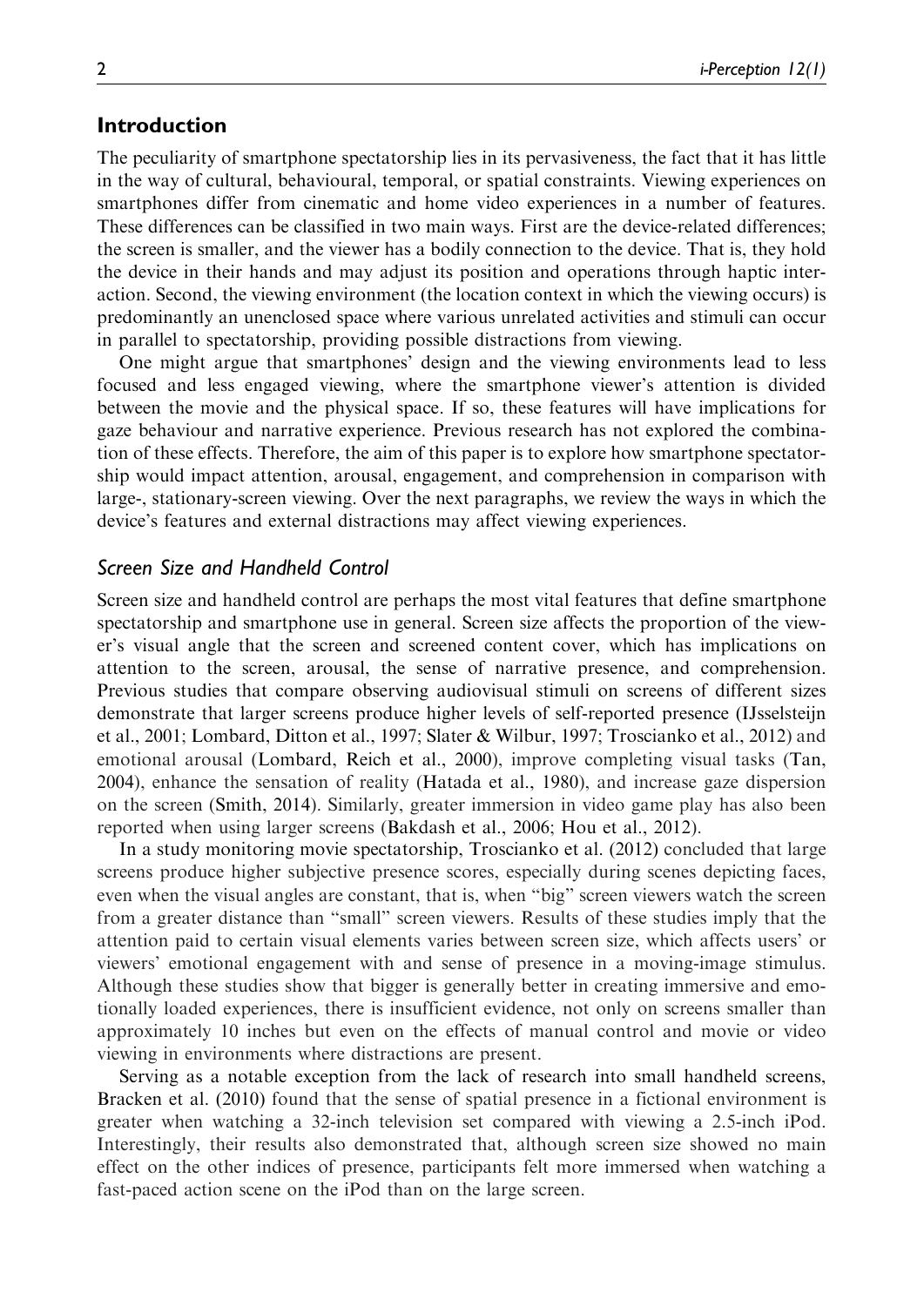## Introduction

The peculiarity of smartphone spectatorship lies in its pervasiveness, the fact that it has little in the way of cultural, behavioural, temporal, or spatial constraints. Viewing experiences on smartphones differ from cinematic and home video experiences in a number of features. These differences can be classified in two main ways. First are the device-related differences; the screen is smaller, and the viewer has a bodily connection to the device. That is, they hold the device in their hands and may adjust its position and operations through haptic interaction. Second, the viewing environment (the location context in which the viewing occurs) is predominantly an unenclosed space where various unrelated activities and stimuli can occur in parallel to spectatorship, providing possible distractions from viewing.

One might argue that smartphones' design and the viewing environments lead to less focused and less engaged viewing, where the smartphone viewer's attention is divided between the movie and the physical space. If so, these features will have implications for gaze behaviour and narrative experience. Previous research has not explored the combination of these effects. Therefore, the aim of this paper is to explore how smartphone spectatorship would impact attention, arousal, engagement, and comprehension in comparison with large-, stationary-screen viewing. Over the next paragraphs, we review the ways in which the device's features and external distractions may affect viewing experiences.

### *Screen Size and Handheld Control*

Screen size and handheld control are perhaps the most vital features that define smartphone spectatorship and smartphone use in general. Screen size affects the proportion of the viewer's visual angle that the screen and screened content cover, which has implications on attention to the screen, arousal, the sense of narrative presence, and comprehension. Previous studies that compare observing audiovisual stimuli on screens of different sizes demonstrate that larger screens produce higher levels of self-reported presence (IJsselsteijn et al., 2001; Lombard, Ditton et al., 1997; Slater & Wilbur, 1997; Troscianko et al., 2012) and emotional arousal (Lombard, Reich et al., 2000), improve completing visual tasks (Tan, 2004), enhance the sensation of reality (Hatada et al., 1980), and increase gaze dispersion on the screen (Smith, 2014). Similarly, greater immersion in video game play has also been reported when using larger screens (Bakdash et al., 2006; Hou et al., 2012).

In a study monitoring movie spectatorship, Troscianko et al. (2012) concluded that large screens produce higher subjective presence scores, especially during scenes depicting faces, even when the visual angles are constant, that is, when "big" screen viewers watch the screen from a greater distance than "small" screen viewers. Results of these studies imply that the attention paid to certain visual elements varies between screen size, which affects users' or viewers' emotional engagement with and sense of presence in a moving-image stimulus. Although these studies show that bigger is generally better in creating immersive and emotionally loaded experiences, there is insufficient evidence, not only on screens smaller than approximately 10 inches but even on the effects of manual control and movie or video viewing in environments where distractions are present.

Serving as a notable exception from the lack of research into small handheld screens, Bracken et al. (2010) found that the sense of spatial presence in a fictional environment is greater when watching a 32-inch television set compared with viewing a 2.5-inch iPod. Interestingly, their results also demonstrated that, although screen size showed no main effect on the other indices of presence, participants felt more immersed when watching a fast-paced action scene on the iPod than on the large screen.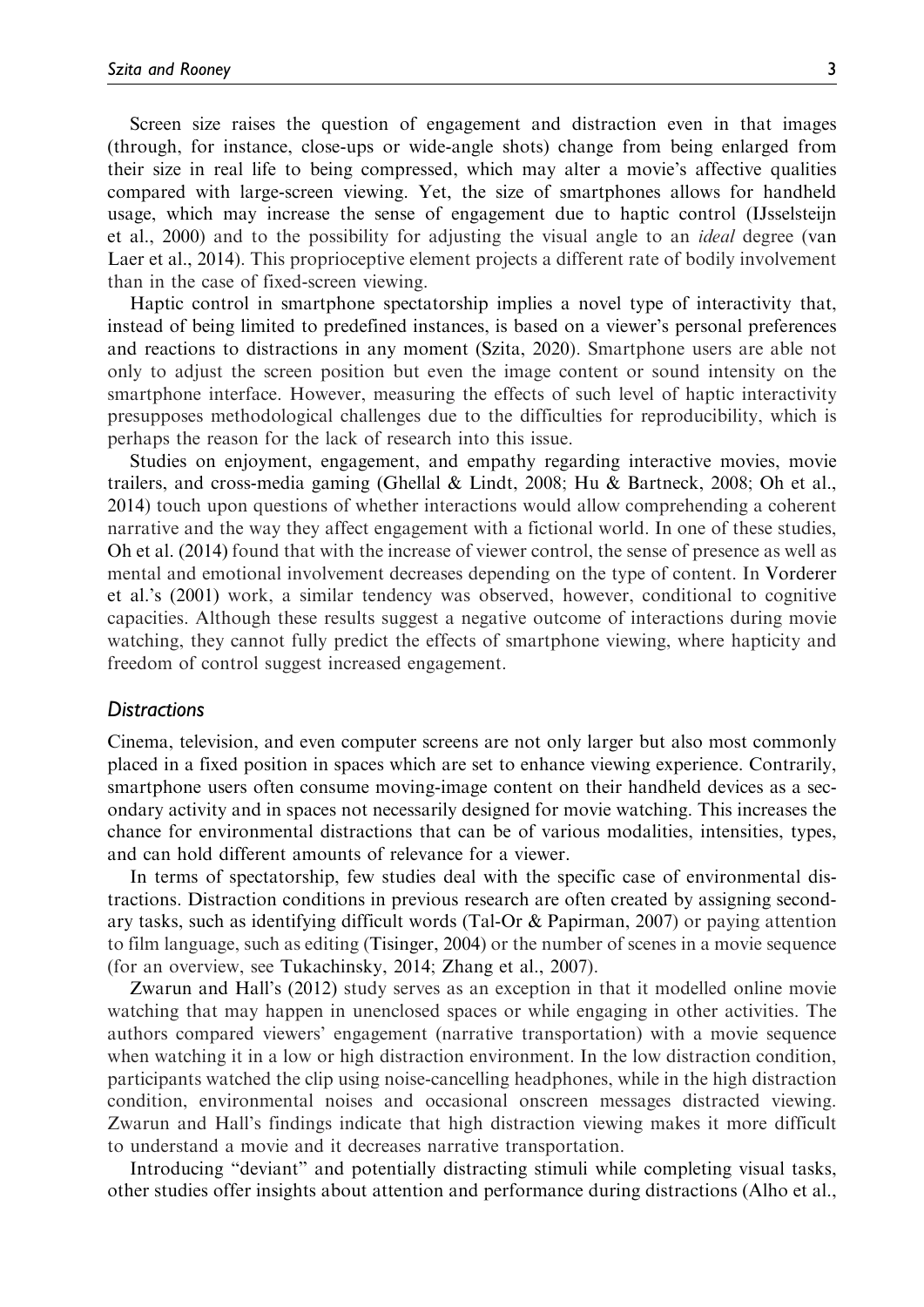Screen size raises the question of engagement and distraction even in that images (through, for instance, close-ups or wide-angle shots) change from being enlarged from their size in real life to being compressed, which may alter a movie's affective qualities compared with large-screen viewing. Yet, the size of smartphones allows for handheld usage, which may increase the sense of engagement due to haptic control (IJsselsteijn et al., 2000) and to the possibility for adjusting the visual angle to an *ideal* degree (van Laer et al., 2014). This proprioceptive element projects a different rate of bodily involvement than in the case of fixed-screen viewing.

Haptic control in smartphone spectatorship implies a novel type of interactivity that, instead of being limited to predefined instances, is based on a viewer's personal preferences and reactions to distractions in any moment (Szita, 2020). Smartphone users are able not only to adjust the screen position but even the image content or sound intensity on the smartphone interface. However, measuring the effects of such level of haptic interactivity presupposes methodological challenges due to the difficulties for reproducibility, which is perhaps the reason for the lack of research into this issue.

Studies on enjoyment, engagement, and empathy regarding interactive movies, movie trailers, and cross-media gaming (Ghellal & Lindt, 2008; Hu & Bartneck, 2008; Oh et al., 2014) touch upon questions of whether interactions would allow comprehending a coherent narrative and the way they affect engagement with a fictional world. In one of these studies, Oh et al. (2014) found that with the increase of viewer control, the sense of presence as well as mental and emotional involvement decreases depending on the type of content. In Vorderer et al.'s (2001) work, a similar tendency was observed, however, conditional to cognitive capacities. Although these results suggest a negative outcome of interactions during movie watching, they cannot fully predict the effects of smartphone viewing, where hapticity and freedom of control suggest increased engagement.

### *Distractions*

Cinema, television, and even computer screens are not only larger but also most commonly placed in a fixed position in spaces which are set to enhance viewing experience. Contrarily, smartphone users often consume moving-image content on their handheld devices as a secondary activity and in spaces not necessarily designed for movie watching. This increases the chance for environmental distractions that can be of various modalities, intensities, types, and can hold different amounts of relevance for a viewer.

In terms of spectatorship, few studies deal with the specific case of environmental distractions. Distraction conditions in previous research are often created by assigning secondary tasks, such as identifying difficult words (Tal-Or & Papirman, 2007) or paying attention to film language, such as editing (Tisinger, 2004) or the number of scenes in a movie sequence (for an overview, see Tukachinsky, 2014; Zhang et al., 2007).

Zwarun and Hall's (2012) study serves as an exception in that it modelled online movie watching that may happen in unenclosed spaces or while engaging in other activities. The authors compared viewers' engagement (narrative transportation) with a movie sequence when watching it in a low or high distraction environment. In the low distraction condition, participants watched the clip using noise-cancelling headphones, while in the high distraction condition, environmental noises and occasional onscreen messages distracted viewing. Zwarun and Hall's findings indicate that high distraction viewing makes it more difficult to understand a movie and it decreases narrative transportation.

Introducing "deviant" and potentially distracting stimuli while completing visual tasks, other studies offer insights about attention and performance during distractions (Alho et al.,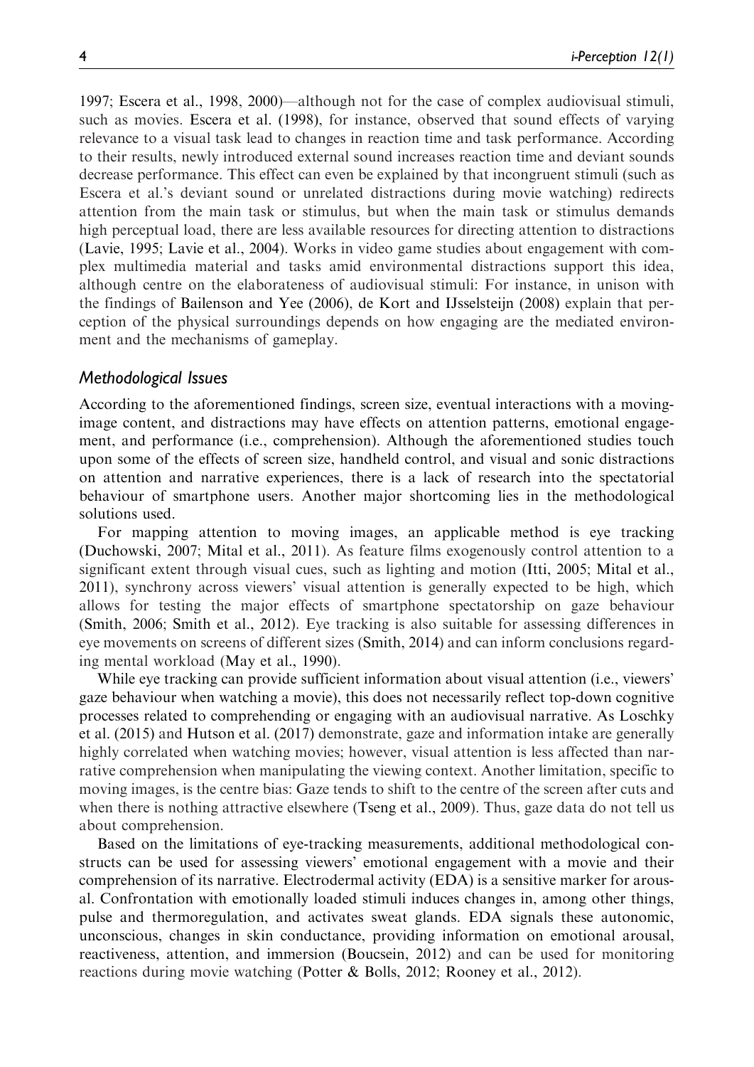1997; Escera et al., 1998, 2000)—although not for the case of complex audiovisual stimuli, such as movies. Escera et al. (1998), for instance, observed that sound effects of varying relevance to a visual task lead to changes in reaction time and task performance. According to their results, newly introduced external sound increases reaction time and deviant sounds decrease performance. This effect can even be explained by that incongruent stimuli (such as Escera et al.'s deviant sound or unrelated distractions during movie watching) redirects attention from the main task or stimulus, but when the main task or stimulus demands high perceptual load, there are less available resources for directing attention to distractions (Lavie, 1995; Lavie et al., 2004). Works in video game studies about engagement with complex multimedia material and tasks amid environmental distractions support this idea, although centre on the elaborateness of audiovisual stimuli: For instance, in unison with the findings of Bailenson and Yee (2006), de Kort and IJsselsteijn (2008) explain that perception of the physical surroundings depends on how engaging are the mediated environment and the mechanisms of gameplay.

### Methodological Issues

According to the aforementioned findings, screen size, eventual interactions with a moving-image content, and distractions may have effects on attention patterns, emotional engagement, and performance (i.e., comprehension). Although the aforementioned studies touch upon some of the effects of screen size, handheld control, and visual and sonic distractions on attention and narrative experiences, there is a lack of research into the spectatorial behaviour of smartphone users. Another major shortcoming lies in the methodological solutions used.

For mapping attention to moving images, an applicable method is eye tracking (Duchowski, 2007; Mital et al., 2011). As feature films exogenously control attention to a significant extent through visual cues, such as lighting and motion (Itti, 2005; Mital et al., 2011), synchrony across viewers' visual attention is generally expected to be high, which allows for testing the major effects of smartphone spectatorship on gaze behaviour (Smith, 2006; Smith et al., 2012). Eye tracking is also suitable for assessing differences in eye movements on screens of different sizes (Smith, 2014) and can inform conclusions regarding mental workload (May et al., 1990).

While eye tracking can provide sufficient information about visual attention (i.e., viewers' gaze behaviour when watching a movie), this does not necessarily reflect top-down cognitive processes related to comprehending or engaging with an audiovisual narrative. As Loschky et al. (2015) and Hutson et al. (2017) demonstrate, gaze and information intake are generally highly correlated when watching movies; however, visual attention is less affected than narrative comprehension when manipulating the viewing context. Another limitation, specific to moving images, is the centre bias: Gaze tends to shift to the centre of the screen after cuts and when there is nothing attractive elsewhere (Tseng et al., 2009). Thus, gaze data do not tell us about comprehension.

Based on the limitations of eye-tracking measurements, additional methodological constructs can be used for assessing viewers' emotional engagement with a movie and their comprehension of its narrative. Electrodermal activity (EDA) is a sensitive marker for arousal. Confrontation with emotionally loaded stimuli induces changes in, among other things, pulse and thermoregulation, and activates sweat glands. EDA signals these autonomic, unconscious, changes in skin conductance, providing information on emotional arousal, reactiveness, attention, and immersion (Boucsein, 2012) and can be used for monitoring reactions during movie watching (Potter & Bolls, 2012; Rooney et al., 2012).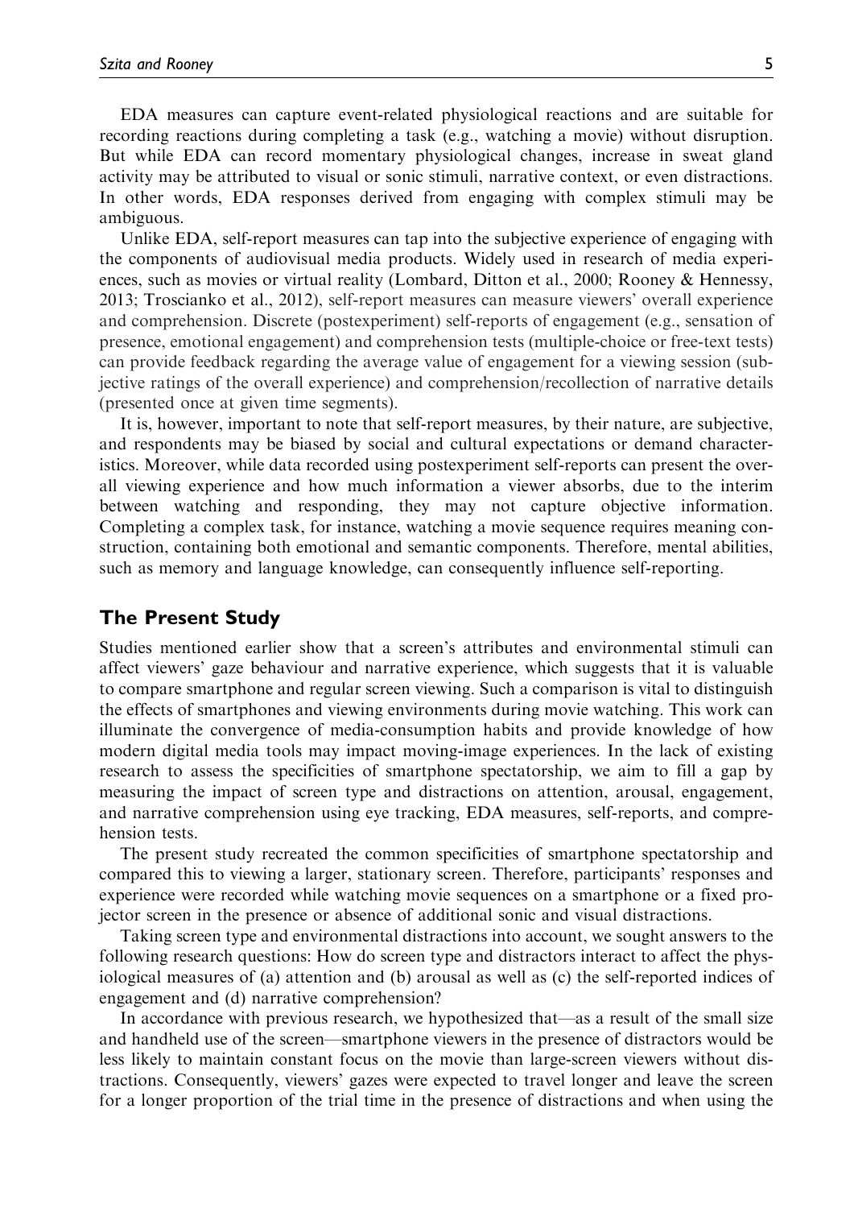EDA measures can capture event-related physiological reactions and are suitable for recording reactions during completing a task (e.g., watching a movie) without disruption. But while EDA can record momentary physiological changes, increase in sweat gland activity may be attributed to visual or sonic stimuli, narrative context, or even distractions. In other words, EDA responses derived from engaging with complex stimuli may be ambiguous.

Unlike EDA, self-report measures can tap into the subjective experience of engaging with the components of audiovisual media products. Widely used in research of media experiences, such as movies or virtual reality (Lombard, Ditton et al., 2000; Rooney & Hennessy, 2013; Troscianko et al., 2012), self-report measures can measure viewers' overall experience and comprehension. Discrete (postexperiment) self-reports of engagement (e.g., sensation of presence, emotional engagement) and comprehension tests (multiple-choice or free-text tests) can provide feedback regarding the average value of engagement for a viewing session (subjective ratings of the overall experience) and comprehension/recollection of narrative details (presented once at given time segments).

It is, however, important to note that self-report measures, by their nature, are subjective, and respondents may be biased by social and cultural expectations or demand characteristics. Moreover, while data recorded using postexperiment self-reports can present the overall viewing experience and how much information a viewer absorbs, due to the interim between watching and responding, they may not capture objective information. Completing a complex task, for instance, watching a movie sequence requires meaning construction, containing both emotional and semantic components. Therefore, mental abilities, such as memory and language knowledge, can consequently influence self-reporting.

## The Present Study

Studies mentioned earlier show that a screen's attributes and environmental stimuli can affect viewers' gaze behaviour and narrative experience, which suggests that it is valuable to compare smartphone and regular screen viewing. Such a comparison is vital to distinguish the effects of smartphones and viewing environments during movie watching. This work can illuminate the convergence of media-consumption habits and provide knowledge of how modern digital media tools may impact moving-image experiences. In the lack of existing research to assess the specificities of smartphone spectatorship, we aim to fill a gap by measuring the impact of screen type and distractions on attention, arousal, engagement, and narrative comprehension using eye tracking, EDA measures, self-reports, and comprehension tests.

The present study recreated the common specificities of smartphone spectatorship and compared this to viewing a larger, stationary screen. Therefore, participants' responses and experience were recorded while watching movie sequences on a smartphone or a fixed projector screen in the presence or absence of additional sonic and visual distractions.

Taking screen type and environmental distractions into account, we sought answers to the following research questions: How do screen type and distractors interact to affect the physiological measures of (a) attention and (b) arousal as well as (c) the self-reported indices of engagement and (d) narrative comprehension?

In accordance with previous research, we hypothesized that—as a result of the small size and handheld use of the screen—smartphone viewers in the presence of distractors would be less likely to maintain constant focus on the movie than large-screen viewers without distractions. Consequently, viewers' gazes were expected to travel longer and leave the screen for a longer proportion of the trial time in the presence of distractions and when using the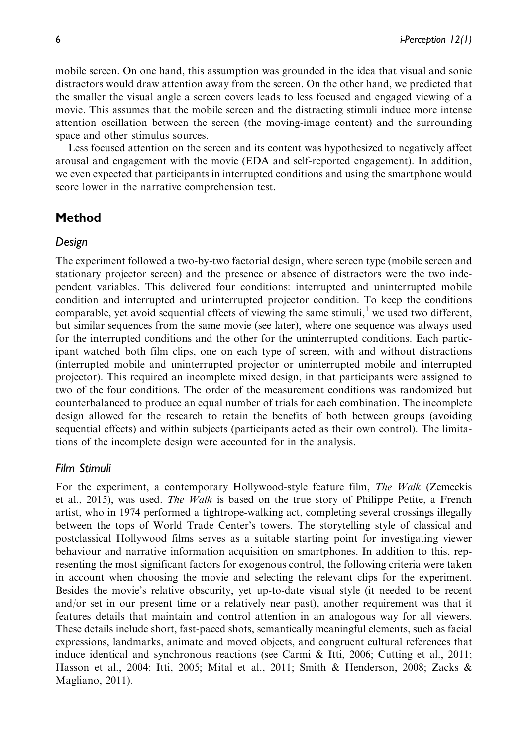mobile screen. On one hand, this assumption was grounded in the idea that visual and sonic distractors would draw attention away from the screen. On the other hand, we predicted that the smaller the visual angle a screen covers leads to less focused and engaged viewing of a movie. This assumes that the mobile screen and the distracting stimuli induce more intense attention oscillation between the screen (the moving-image content) and the surrounding space and other stimulus sources.

Less focused attention on the screen and its content was hypothesized to negatively affect arousal and engagement with the movie (EDA and self-reported engagement). In addition, we even expected that participants in interrupted conditions and using the smartphone would score lower in the narrative comprehension test.

## Method

### Design

The experiment followed a two-by-two factorial design, where screen type (mobile screen and stationary projector screen) and the presence or absence of distractors were the two independent variables. This delivered four conditions: interrupted and uninterrupted mobile condition and interrupted and uninterrupted projector condition. To keep the conditions comparable, yet avoid sequential effects of viewing the same stimuli,[1] we used two different, but similar sequences from the same movie (see later), where one sequence was always used for the interrupted conditions and the other for the uninterrupted conditions. Each participant watched both film clips, one on each type of screen, with and without distractions (interrupted mobile and uninterrupted projector or uninterrupted mobile and interrupted projector). This required an incomplete mixed design, in that participants were assigned to two of the four conditions. The order of the measurement conditions was randomized but counterbalanced to produce an equal number of trials for each combination. The incomplete design allowed for the research to retain the benefits of both between groups (avoiding sequential effects) and within subjects (participants acted as their own control). The limitations of the incomplete design were accounted for in the analysis.

### Film Stimuli

For the experiment, a contemporary Hollywood-style feature film, *The Walk* (Zemeckis et al., 2015), was used. *The Walk* is based on the true story of Philippe Petite, a French artist, who in 1974 performed a tightrope-walking act, completing several crossings illegally between the tops of World Trade Center's towers. The storytelling style of classical and postclassical Hollywood films serves as a suitable starting point for investigating viewer behaviour and narrative information acquisition on smartphones. In addition to this, representing the most significant factors for exogenous control, the following criteria were taken in account when choosing the movie and selecting the relevant clips for the experiment. Besides the movie's relative obscurity, yet up-to-date visual style (it needed to be recent and/or set in our present time or a relatively near past), another requirement was that it features details that maintain and control attention in an analogous way for all viewers. These details include short, fast-paced shots, semantically meaningful elements, such as facial expressions, landmarks, animate and moved objects, and congruent cultural references that induce identical and synchronous reactions (see Carmi & Itti, 2006; Cutting et al., 2011; Hasson et al., 2004; Itti, 2005; Mital et al., 2011; Smith & Henderson, 2008; Zacks & Magliano, 2011).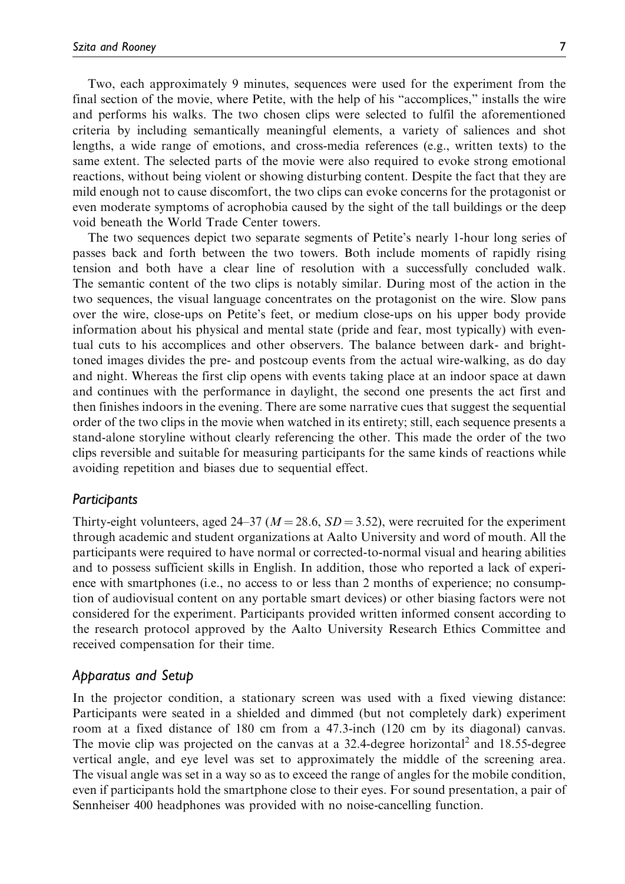Two, each approximately 9 minutes, sequences were used for the experiment from the final section of the movie, where Petite, with the help of his "accomplices," installs the wire and performs his walks. The two chosen clips were selected to fulfil the aforementioned criteria by including semantically meaningful elements, a variety of saliences and shot lengths, a wide range of emotions, and cross-media references (e.g., written texts) to the same extent. The selected parts of the movie were also required to evoke strong emotional reactions, without being violent or showing disturbing content. Despite the fact that they are mild enough not to cause discomfort, the two clips can evoke concerns for the protagonist or even moderate symptoms of acrophobia caused by the sight of the tall buildings or the deep void beneath the World Trade Center towers.

The two sequences depict two separate segments of Petite's nearly 1-hour long series of passes back and forth between the two towers. Both include moments of rapidly rising tension and both have a clear line of resolution with a successfully concluded walk. The semantic content of the two clips is notably similar. During most of the action in the two sequences, the visual language concentrates on the protagonist on the wire. Slow pans over the wire, close-ups on Petite's feet, or medium close-ups on his upper body provide information about his physical and mental state (pride and fear, most typically) with eventual cuts to his accomplices and other observers. The balance between dark- and bright-toned images divides the pre- and postcoup events from the actual wire-walking, as do day and night. Whereas the first clip opens with events taking place at an indoor space at dawn and continues with the performance in daylight, the second one presents the act first and then finishes indoors in the evening. There are some narrative cues that suggest the sequential order of the two clips in the movie when watched in its entirety; still, each sequence presents a stand-alone storyline without clearly referencing the other. This made the order of the two clips reversible and suitable for measuring participants for the same kinds of reactions while avoiding repetition and biases due to sequential effect.

### *Participants*

Thirty-eight volunteers, aged 24–37 ($M = 28.6$, $SD = 3.52$), were recruited for the experiment through academic and student organizations at Aalto University and word of mouth. All the participants were required to have normal or corrected-to-normal visual and hearing abilities and to possess sufficient skills in English. In addition, those who reported a lack of experience with smartphones (i.e., no access to or less than 2 months of experience; no consumption of audiovisual content on any portable smart devices) or other biasing factors were not considered for the experiment. Participants provided written informed consent according to the research protocol approved by the Aalto University Research Ethics Committee and received compensation for their time.

### *Apparatus and Setup*

In the projector condition, a stationary screen was used with a fixed viewing distance: Participants were seated in a shielded and dimmed (but not completely dark) experiment room at a fixed distance of 180 cm from a 47.3-inch (120 cm by its diagonal) canvas. The movie clip was projected on the canvas at a 32.4-degree horizontal[2] and 18.55-degree vertical angle, and eye level was set to approximately the middle of the screening area. The visual angle was set in a way so as to exceed the range of angles for the mobile condition, even if participants hold the smartphone close to their eyes. For sound presentation, a pair of Sennheiser 400 headphones was provided with no noise-cancelling function.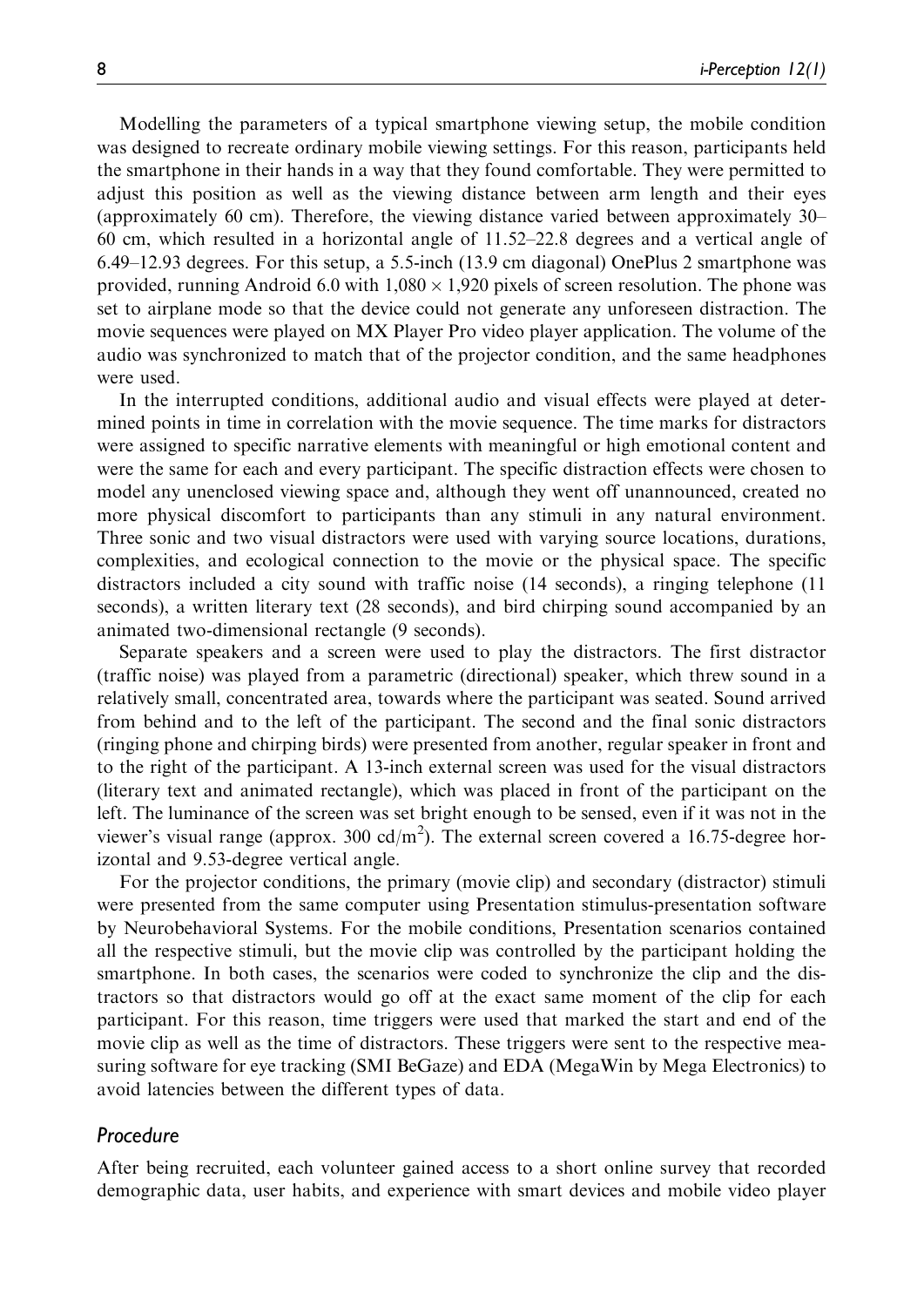Modelling the parameters of a typical smartphone viewing setup, the mobile condition was designed to recreate ordinary mobile viewing settings. For this reason, participants held the smartphone in their hands in a way that they found comfortable. They were permitted to adjust this position as well as the viewing distance between arm length and their eyes (approximately 60 cm). Therefore, the viewing distance varied between approximately 30–60 cm, which resulted in a horizontal angle of 11.52–22.8 degrees and a vertical angle of 6.49–12.93 degrees. For this setup, a 5.5-inch (13.9 cm diagonal) OnePlus 2 smartphone was provided, running Android 6.0 with $1,080 \times 1,920$ pixels of screen resolution. The phone was set to airplane mode so that the device could not generate any unforeseen distraction. The movie sequences were played on MX Player Pro video player application. The volume of the audio was synchronized to match that of the projector condition, and the same headphones were used.

In the interrupted conditions, additional audio and visual effects were played at determined points in time in correlation with the movie sequence. The time marks for distractors were assigned to specific narrative elements with meaningful or high emotional content and were the same for each and every participant. The specific distraction effects were chosen to model any unenclosed viewing space and, although they went off unannounced, created no more physical discomfort to participants than any stimuli in any natural environment. Three sonic and two visual distractors were used with varying source locations, durations, complexities, and ecological connection to the movie or the physical space. The specific distractors included a city sound with traffic noise (14 seconds), a ringing telephone (11 seconds), a written literary text (28 seconds), and bird chirping sound accompanied by an animated two-dimensional rectangle (9 seconds).

Separate speakers and a screen were used to play the distractors. The first distractor (traffic noise) was played from a parametric (directional) speaker, which threw sound in a relatively small, concentrated area, towards where the participant was seated. Sound arrived from behind and to the left of the participant. The second and the final sonic distractors (ringing phone and chirping birds) were presented from another, regular speaker in front and to the right of the participant. A 13-inch external screen was used for the visual distractors (literary text and animated rectangle), which was placed in front of the participant on the left. The luminance of the screen was set bright enough to be sensed, even if it was not in the viewer's visual range (approx. 300 cd/m$^2$). The external screen covered a 16.75-degree horizontal and 9.53-degree vertical angle.

For the projector conditions, the primary (movie clip) and secondary (distractor) stimuli were presented from the same computer using Presentation stimulus-presentation software by Neurobehavioral Systems. For the mobile conditions, Presentation scenarios contained all the respective stimuli, but the movie clip was controlled by the participant holding the smartphone. In both cases, the scenarios were coded to synchronize the clip and the distractors so that distractors would go off at the exact same moment of the clip for each participant. For this reason, time triggers were used that marked the start and end of the movie clip as well as the time of distractors. These triggers were sent to the respective measuring software for eye tracking (SMI BeGaze) and EDA (MegaWin by Mega Electronics) to avoid latencies between the different types of data.

### *Procedure*

After being recruited, each volunteer gained access to a short online survey that recorded demographic data, user habits, and experience with smart devices and mobile video player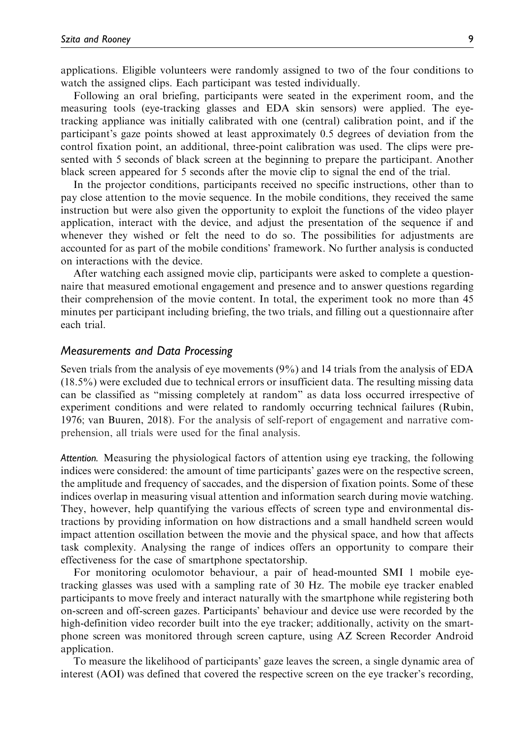applications. Eligible volunteers were randomly assigned to two of the four conditions to watch the assigned clips. Each participant was tested individually.

Following an oral briefing, participants were seated in the experiment room, and the measuring tools (eye-tracking glasses and EDA skin sensors) were applied. The eye-tracking appliance was initially calibrated with one (central) calibration point, and if the participant's gaze points showed at least approximately 0.5 degrees of deviation from the control fixation point, an additional, three-point calibration was used. The clips were presented with 5 seconds of black screen at the beginning to prepare the participant. Another black screen appeared for 5 seconds after the movie clip to signal the end of the trial.

In the projector conditions, participants received no specific instructions, other than to pay close attention to the movie sequence. In the mobile conditions, they received the same instruction but were also given the opportunity to exploit the functions of the video player application, interact with the device, and adjust the presentation of the sequence if and whenever they wished or felt the need to do so. The possibilities for adjustments are accounted for as part of the mobile conditions' framework. No further analysis is conducted on interactions with the device.

After watching each assigned movie clip, participants were asked to complete a questionnaire that measured emotional engagement and presence and to answer questions regarding their comprehension of the movie content. In total, the experiment took no more than 45 minutes per participant including briefing, the two trials, and filling out a questionnaire after each trial.

### Measurements and Data Processing

Seven trials from the analysis of eye movements (9%) and 14 trials from the analysis of EDA (18.5%) were excluded due to technical errors or insufficient data. The resulting missing data can be classified as "missing completely at random" as data loss occurred irrespective of experiment conditions and were related to randomly occurring technical failures (Rubin, 1976; van Buuren, 2018). For the analysis of self-report of engagement and narrative comprehension, all trials were used for the final analysis.

*Attention.* Measuring the physiological factors of attention using eye tracking, the following indices were considered: the amount of time participants' gazes were on the respective screen, the amplitude and frequency of saccades, and the dispersion of fixation points. Some of these indices overlap in measuring visual attention and information search during movie watching. They, however, help quantifying the various effects of screen type and environmental distractions by providing information on how distractions and a small handheld screen would impact attention oscillation between the movie and the physical space, and how that affects task complexity. Analysing the range of indices offers an opportunity to compare their effectiveness for the case of smartphone spectatorship.

For monitoring oculomotor behaviour, a pair of head-mounted SMI 1 mobile eye-tracking glasses was used with a sampling rate of 30 Hz. The mobile eye tracker enabled participants to move freely and interact naturally with the smartphone while registering both on-screen and off-screen gazes. Participants' behaviour and device use were recorded by the high-definition video recorder built into the eye tracker; additionally, activity on the smartphone screen was monitored through screen capture, using AZ Screen Recorder Android application.

To measure the likelihood of participants' gaze leaves the screen, a single dynamic area of interest (AOI) was defined that covered the respective screen on the eye tracker's recording,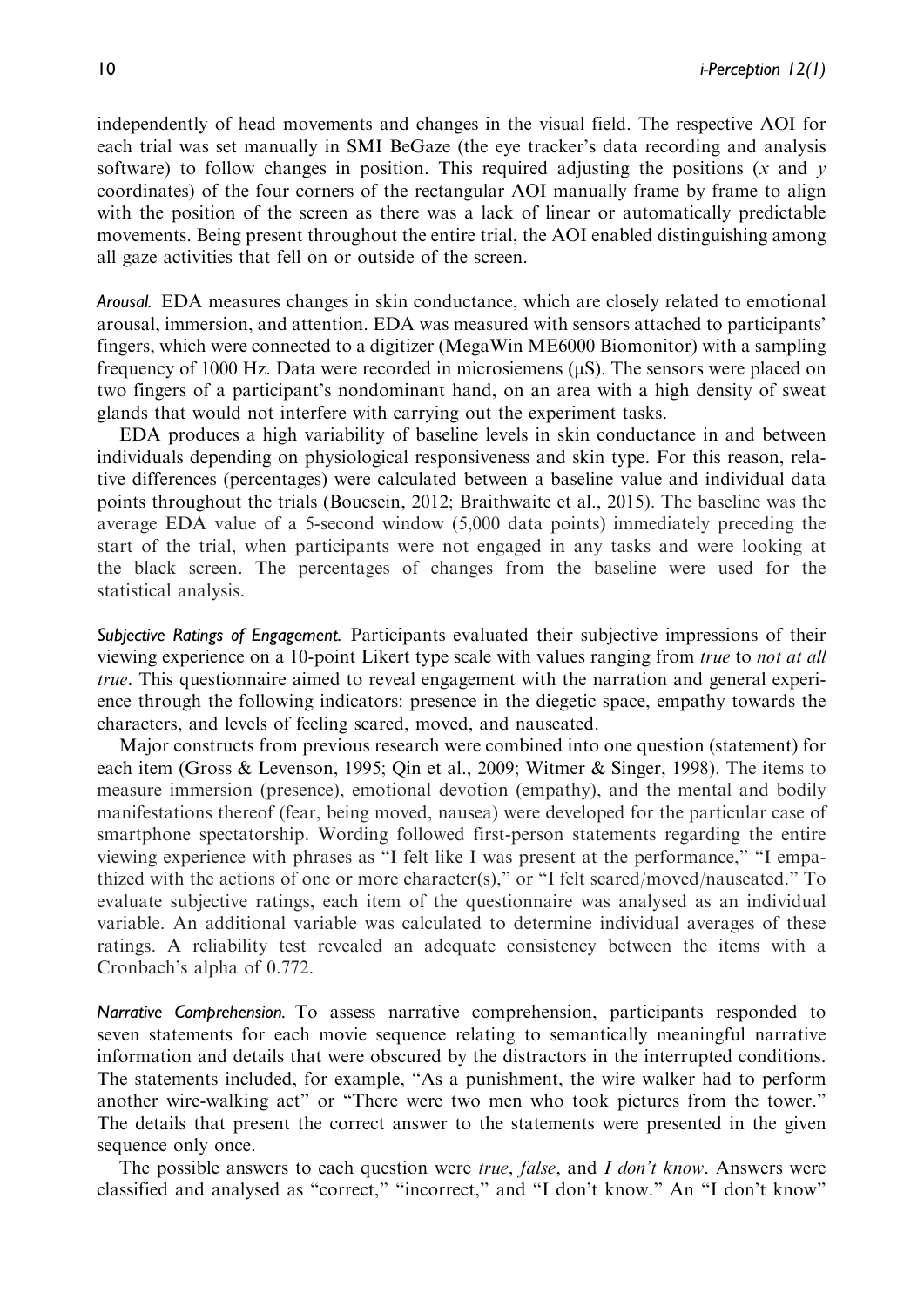independently of head movements and changes in the visual field. The respective AOI for each trial was set manually in SMI BeGaze (the eye tracker's data recording and analysis software) to follow changes in position. This required adjusting the positions ($x$ and $y$ coordinates) of the four corners of the rectangular AOI manually frame by frame to align with the position of the screen as there was a lack of linear or automatically predictable movements. Being present throughout the entire trial, the AOI enabled distinguishing among all gaze activities that fell on or outside of the screen.

*Arousal.* EDA measures changes in skin conductance, which are closely related to emotional arousal, immersion, and attention. EDA was measured with sensors attached to participants' fingers, which were connected to a digitizer (MegaWin ME6000 Biomonitor) with a sampling frequency of 1000 Hz. Data were recorded in microsiemens (µS). The sensors were placed on two fingers of a participant's nondominant hand, on an area with a high density of sweat glands that would not interfere with carrying out the experiment tasks.

EDA produces a high variability of baseline levels in skin conductance in and between individuals depending on physiological responsiveness and skin type. For this reason, relative differences (percentages) were calculated between a baseline value and individual data points throughout the trials (Boucsein, 2012; Braithwaite et al., 2015). The baseline was the average EDA value of a 5-second window (5,000 data points) immediately preceding the start of the trial, when participants were not engaged in any tasks and were looking at the black screen. The percentages of changes from the baseline were used for the statistical analysis.

*Subjective Ratings of Engagement.* Participants evaluated their subjective impressions of their viewing experience on a 10-point Likert type scale with values ranging from *true* to *not at all true*. This questionnaire aimed to reveal engagement with the narration and general experience through the following indicators: presence in the diegetic space, empathy towards the characters, and levels of feeling scared, moved, and nauseated.

Major constructs from previous research were combined into one question (statement) for each item (Gross & Levenson, 1995; Qin et al., 2009; Witmer & Singer, 1998). The items to measure immersion (presence), emotional devotion (empathy), and the mental and bodily manifestations thereof (fear, being moved, nausea) were developed for the particular case of smartphone spectatorship. Wording followed first-person statements regarding the entire viewing experience with phrases as "I felt like I was present at the performance," "I empathized with the actions of one or more character(s)," or "I felt scared/moved/nauseated." To evaluate subjective ratings, each item of the questionnaire was analysed as an individual variable. An additional variable was calculated to determine individual averages of these ratings. A reliability test revealed an adequate consistency between the items with a Cronbach's alpha of 0.772.

*Narrative Comprehension.* To assess narrative comprehension, participants responded to seven statements for each movie sequence relating to semantically meaningful narrative information and details that were obscured by the distractors in the interrupted conditions. The statements included, for example, "As a punishment, the wire walker had to perform another wire-walking act" or "There were two men who took pictures from the tower." The details that present the correct answer to the statements were presented in the given sequence only once.

The possible answers to each question were *true*, *false*, and *I don't know*. Answers were classified and analysed as "correct," "incorrect," and "I don't know." An "I don't know"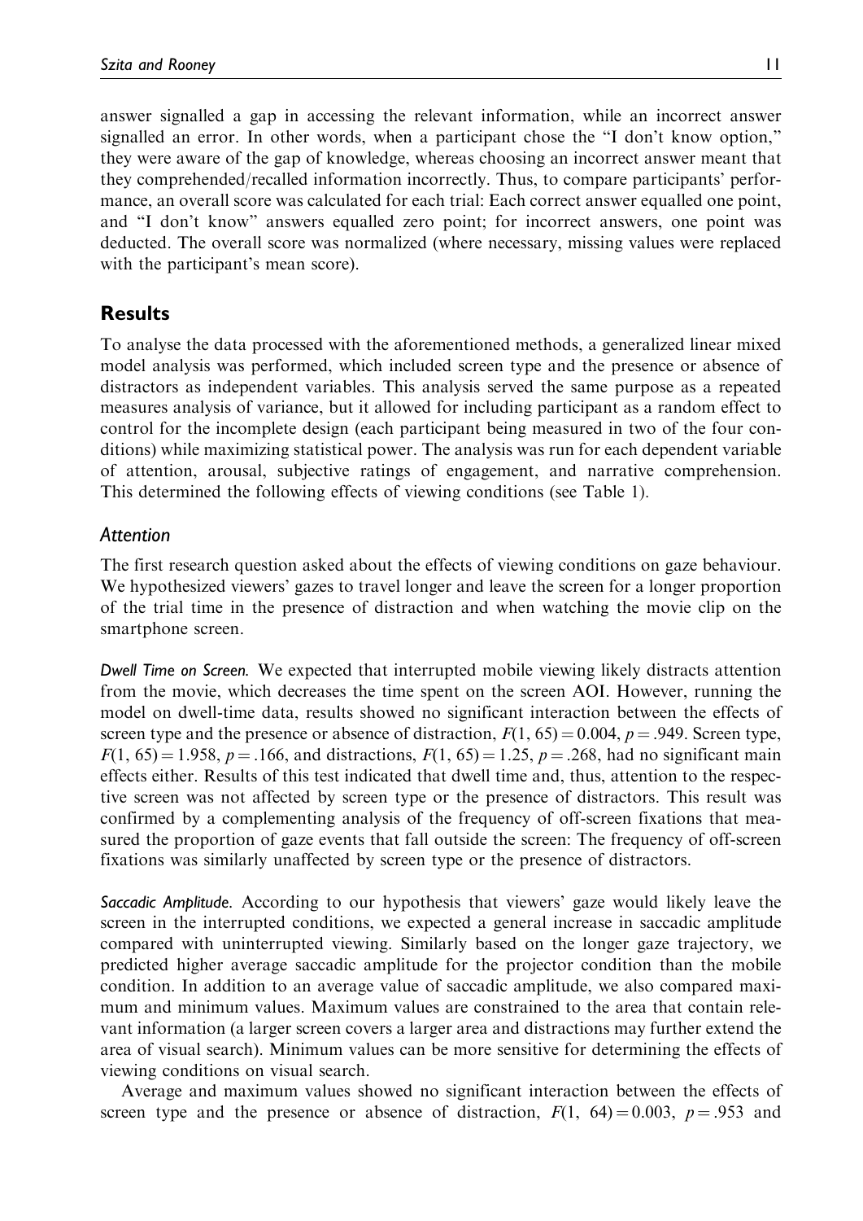answer signalled a gap in accessing the relevant information, while an incorrect answer signalled an error. In other words, when a participant chose the "I don't know option," they were aware of the gap of knowledge, whereas choosing an incorrect answer meant that they comprehended/recalled information incorrectly. Thus, to compare participants' performance, an overall score was calculated for each trial: Each correct answer equalled one point, and "I don't know" answers equalled zero point; for incorrect answers, one point was deducted. The overall score was normalized (where necessary, missing values were replaced with the participant's mean score).

## Results

To analyse the data processed with the aforementioned methods, a generalized linear mixed model analysis was performed, which included screen type and the presence or absence of distractors as independent variables. This analysis served the same purpose as a repeated measures analysis of variance, but it allowed for including participant as a random effect to control for the incomplete design (each participant being measured in two of the four conditions) while maximizing statistical power. The analysis was run for each dependent variable of attention, arousal, subjective ratings of engagement, and narrative comprehension. This determined the following effects of viewing conditions (see Table 1).

### *Attention*

The first research question asked about the effects of viewing conditions on gaze behaviour. We hypothesized viewers' gazes to travel longer and leave the screen for a longer proportion of the trial time in the presence of distraction and when watching the movie clip on the smartphone screen.

*Dwell Time on Screen.* We expected that interrupted mobile viewing likely distracts attention from the movie, which decreases the time spent on the screen AOI. However, running the model on dwell-time data, results showed no significant interaction between the effects of screen type and the presence or absence of distraction, $F(1, 65) = 0.004$, $p = .949$. Screen type, $F(1, 65) = 1.958$, $p = .166$, and distractions, $F(1, 65) = 1.25$, $p = .268$, had no significant main effects either. Results of this test indicated that dwell time and, thus, attention to the respective screen was not affected by screen type or the presence of distractors. This result was confirmed by a complementing analysis of the frequency of off-screen fixations that measured the proportion of gaze events that fall outside the screen: The frequency of off-screen fixations was similarly unaffected by screen type or the presence of distractors.

*Saccadic Amplitude.* According to our hypothesis that viewers' gaze would likely leave the screen in the interrupted conditions, we expected a general increase in saccadic amplitude compared with uninterrupted viewing. Similarly based on the longer gaze trajectory, we predicted higher average saccadic amplitude for the projector condition than the mobile condition. In addition to an average value of saccadic amplitude, we also compared maximum and minimum values. Maximum values are constrained to the area that contain relevant information (a larger screen covers a larger area and distractions may further extend the area of visual search). Minimum values can be more sensitive for determining the effects of viewing conditions on visual search.

Average and maximum values showed no significant interaction between the effects of screen type and the presence or absence of distraction, $F(1, 64) = 0.003$, $p = .953$ and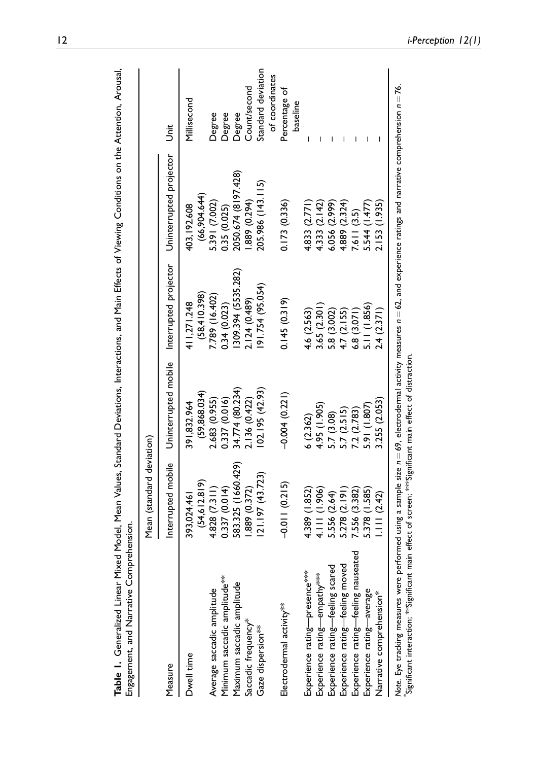**Table 1.** Generalized Linear Mixed Model, Mean Values, Standard Deviations, Interactions, and Main Effects of Viewing Conditions on the Attention, Arousal, Engagement, and Narrative Comprehension.

| Measure | Mean (standard deviation) | | | | Unit |
|---|---|---|---|---|---|
| | Interrupted mobile | Uninterrupted mobile | Interrupted projector | Uninterrupted projector | |
| Dwell time | 393,024.461 (54,612.819) | 391,832.964 (59,868.034) | 411,271.248 (58,410.398) | 403,192.608 (66,904.644) | Millisecond |
| Average saccadic amplitude | 4.828 (7.311) | 2.683 (0.955) | 7.789 (16.402) | 5.391 (7.002) | Degree |
| Minimum saccadic amplitude** | 0.337 (0.014) | 0.337 (0.016) | 0.34 (0.023) | 0.35 (0.025) | Degree |
| Maximum saccadic amplitude | 583.325 (1660.429) | 34.774 (80.234) | 1309.394 (5535.282) | 2050.674 (8197.428) | Degree |
| Saccadic frequency* | 1.889 (0.372) | 2.136 (0.422) | 2.124 (0.489) | 1.889 (0.294) | Count/second |
| Gaze dispersion** | 121.197 (43.723) | 102.195 (42.93) | 191.754 (95.054) | 205.986 (143.115) | Standard deviation of coordinates |
| Electrodermal activity** | −0.011 (0.215) | −0.004 (0.221) | 0.145 (0.319) | 0.173 (0.336) | Percentage of baseline |
| Experience rating—presence*** | 4.389 (1.852) | 6 (2.362) | 4.6 (2.563) | 4.833 (2.771) | – |
| Experience rating—empathy*** | 4.111 (1.906) | 4.95 (1.905) | 3.65 (2.301) | 4.333 (2.142) | – |
| Experience rating—feeling scared | 5.556 (2.64) | 5.7 (3.08) | 5.8 (3.002) | 6.056 (2.999) | – |
| Experience rating—feeling moved | 5.278 (2.191) | 5.7 (2.515) | 4.7 (2.155) | 4.889 (2.324) | – |
| Experience rating—feeling nauseated | 7.556 (3.382) | 7.2 (2.783) | 6.8 (3.071) | 7.611 (3.5) | – |
| Experience rating—average | 5.378 (1.585) | 5.91 (1.807) | 5.11 (1.856) | 5.544 (1.477) | – |
| Narrative comprehension* | 1.111 (2.42) | 3.255 (2.053) | 2.4 (2.371) | 2.153 (1.935) | – |

*Note.* Eye tracking measures were performed using a sample size $n = 69$, electrodermal activity measures $n = 62$, and experience ratings and narrative comprehension $n = 76$.
*Significant interaction; **Significant main effect of screen; ***Significant main effect of distraction.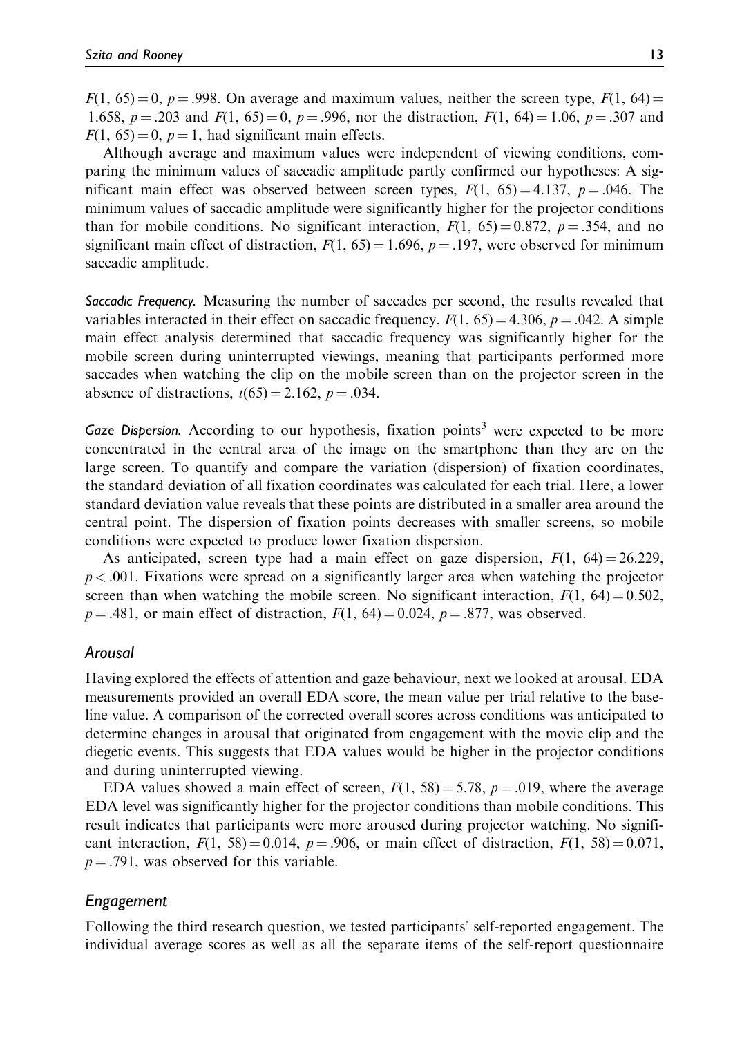$F(1, 65) = 0$, $p = .998$. On average and maximum values, neither the screen type, $F(1, 64) = 1.658$, $p = .203$ and $F(1, 65) = 0$, $p = .996$, nor the distraction, $F(1, 64) = 1.06$, $p = .307$ and $F(1, 65) = 0$, $p = 1$, had significant main effects.

Although average and maximum values were independent of viewing conditions, comparing the minimum values of saccadic amplitude partly confirmed our hypotheses: A significant main effect was observed between screen types, $F(1, 65) = 4.137$, $p = .046$. The minimum values of saccadic amplitude were significantly higher for the projector conditions than for mobile conditions. No significant interaction, $F(1, 65) = 0.872$, $p = .354$, and no significant main effect of distraction, $F(1, 65) = 1.696$, $p = .197$, were observed for minimum saccadic amplitude.

*Saccadic Frequency.* Measuring the number of saccades per second, the results revealed that variables interacted in their effect on saccadic frequency, $F(1, 65) = 4.306$, $p = .042$. A simple main effect analysis determined that saccadic frequency was significantly higher for the mobile screen during uninterrupted viewings, meaning that participants performed more saccades when watching the clip on the mobile screen than on the projector screen in the absence of distractions, $t(65) = 2.162$, $p = .034$.

*Gaze Dispersion.* According to our hypothesis, fixation points[3] were expected to be more concentrated in the central area of the image on the smartphone than they are on the large screen. To quantify and compare the variation (dispersion) of fixation coordinates, the standard deviation of all fixation coordinates was calculated for each trial. Here, a lower standard deviation value reveals that these points are distributed in a smaller area around the central point. The dispersion of fixation points decreases with smaller screens, so mobile conditions were expected to produce lower fixation dispersion.

As anticipated, screen type had a main effect on gaze dispersion, $F(1, 64) = 26.229$, $p < .001$. Fixations were spread on a significantly larger area when watching the projector screen than when watching the mobile screen. No significant interaction, $F(1, 64) = 0.502$, $p = .481$, or main effect of distraction, $F(1, 64) = 0.024$, $p = .877$, was observed.

## Arousal

Having explored the effects of attention and gaze behaviour, next we looked at arousal. EDA measurements provided an overall EDA score, the mean value per trial relative to the baseline value. A comparison of the corrected overall scores across conditions was anticipated to determine changes in arousal that originated from engagement with the movie clip and the diegetic events. This suggests that EDA values would be higher in the projector conditions and during uninterrupted viewing.

EDA values showed a main effect of screen, $F(1, 58) = 5.78$, $p = .019$, where the average EDA level was significantly higher for the projector conditions than mobile conditions. This result indicates that participants were more aroused during projector watching. No significant interaction, $F(1, 58) = 0.014$, $p = .906$, or main effect of distraction, $F(1, 58) = 0.071$, $p = .791$, was observed for this variable.

## Engagement

Following the third research question, we tested participants' self-reported engagement. The individual average scores as well as all the separate items of the self-report questionnaire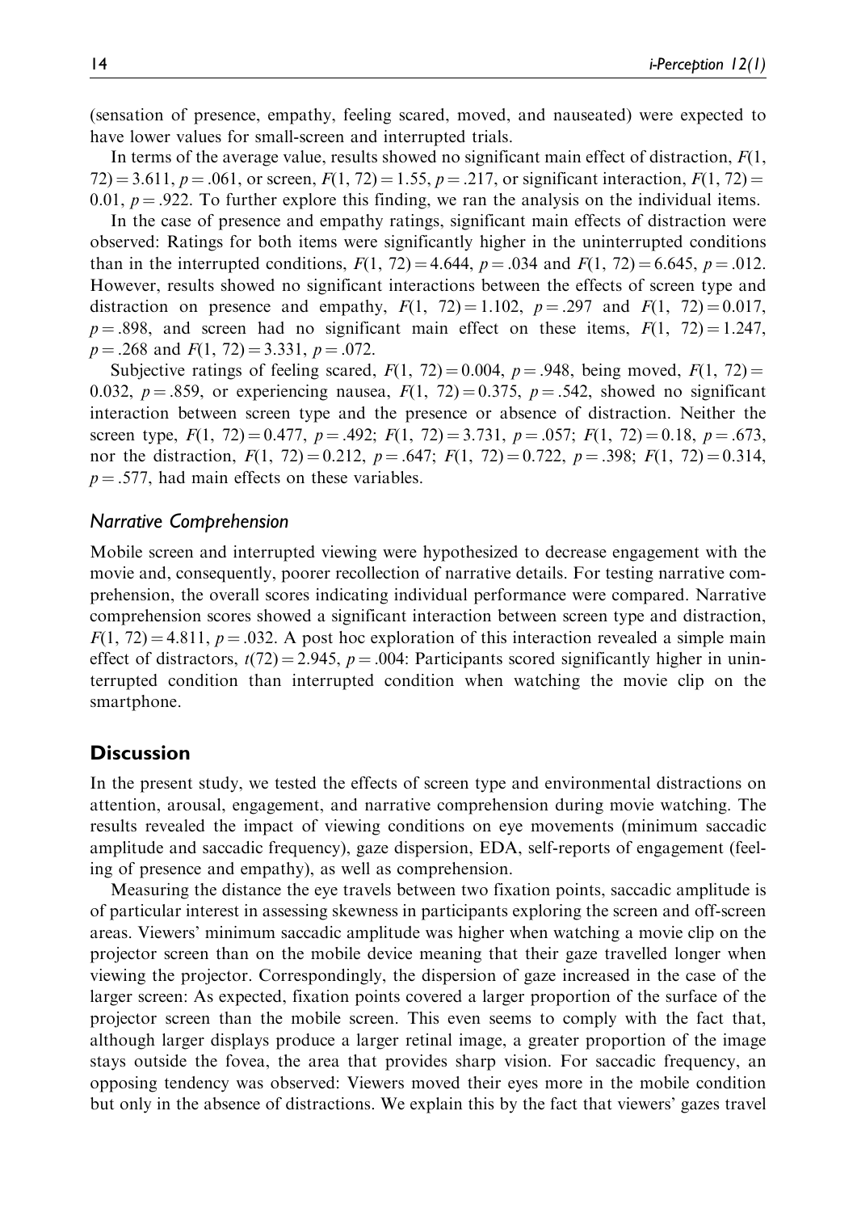(sensation of presence, empathy, feeling scared, moved, and nauseated) were expected to have lower values for small-screen and interrupted trials.

In terms of the average value, results showed no significant main effect of distraction, $F(1, 72) = 3.611$, $p = .061$, or screen, $F(1, 72) = 1.55$, $p = .217$, or significant interaction, $F(1, 72) = 0.01$, $p = .922$. To further explore this finding, we ran the analysis on the individual items.

In the case of presence and empathy ratings, significant main effects of distraction were observed: Ratings for both items were significantly higher in the uninterrupted conditions than in the interrupted conditions, $F(1, 72) = 4.644$, $p = .034$ and $F(1, 72) = 6.645$, $p = .012$. However, results showed no significant interactions between the effects of screen type and distraction on presence and empathy, $F(1, 72) = 1.102$, $p = .297$ and $F(1, 72) = 0.017$, $p = .898$, and screen had no significant main effect on these items, $F(1, 72) = 1.247$, $p = .268$ and $F(1, 72) = 3.331$, $p = .072$.

Subjective ratings of feeling scared, $F(1, 72) = 0.004$, $p = .948$, being moved, $F(1, 72) = 0.032$, $p = .859$, or experiencing nausea, $F(1, 72) = 0.375$, $p = .542$, showed no significant interaction between screen type and the presence or absence of distraction. Neither the screen type, $F(1, 72) = 0.477$, $p = .492$; $F(1, 72) = 3.731$, $p = .057$; $F(1, 72) = 0.18$, $p = .673$, nor the distraction, $F(1, 72) = 0.212$, $p = .647$; $F(1, 72) = 0.722$, $p = .398$; $F(1, 72) = 0.314$, $p = .577$, had main effects on these variables.

### *Narrative Comprehension*

Mobile screen and interrupted viewing were hypothesized to decrease engagement with the movie and, consequently, poorer recollection of narrative details. For testing narrative comprehension, the overall scores indicating individual performance were compared. Narrative comprehension scores showed a significant interaction between screen type and distraction, $F(1, 72) = 4.811$, $p = .032$. A post hoc exploration of this interaction revealed a simple main effect of distractors, $t(72) = 2.945$, $p = .004$: Participants scored significantly higher in uninterrupted condition than interrupted condition when watching the movie clip on the smartphone.

## Discussion

In the present study, we tested the effects of screen type and environmental distractions on attention, arousal, engagement, and narrative comprehension during movie watching. The results revealed the impact of viewing conditions on eye movements (minimum saccadic amplitude and saccadic frequency), gaze dispersion, EDA, self-reports of engagement (feeling of presence and empathy), as well as comprehension.

Measuring the distance the eye travels between two fixation points, saccadic amplitude is of particular interest in assessing skewness in participants exploring the screen and off-screen areas. Viewers' minimum saccadic amplitude was higher when watching a movie clip on the projector screen than on the mobile device meaning that their gaze travelled longer when viewing the projector. Correspondingly, the dispersion of gaze increased in the case of the larger screen: As expected, fixation points covered a larger proportion of the surface of the projector screen than the mobile screen. This even seems to comply with the fact that, although larger displays produce a larger retinal image, a greater proportion of the image stays outside the fovea, the area that provides sharp vision. For saccadic frequency, an opposing tendency was observed: Viewers moved their eyes more in the mobile condition but only in the absence of distractions. We explain this by the fact that viewers' gazes travel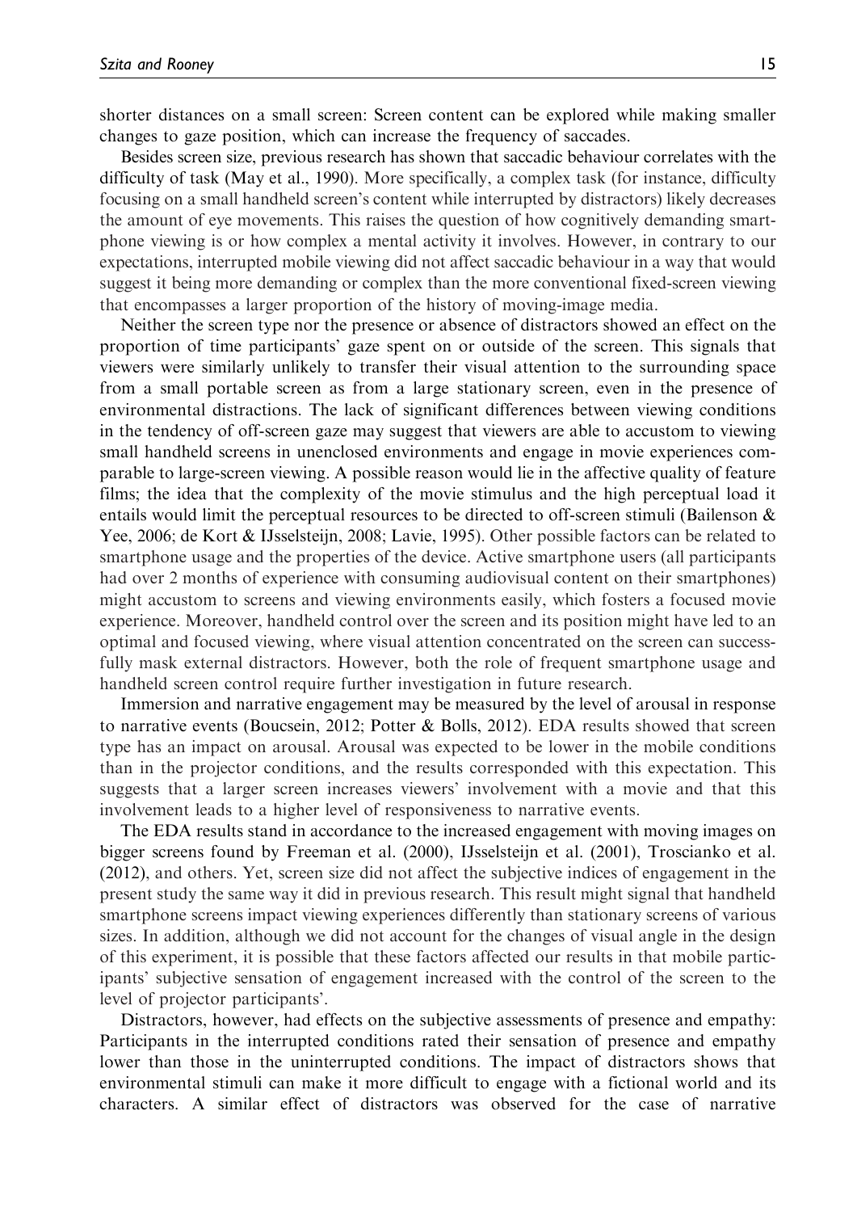shorter distances on a small screen: Screen content can be explored while making smaller changes to gaze position, which can increase the frequency of saccades.

Besides screen size, previous research has shown that saccadic behaviour correlates with the difficulty of task (May et al., 1990). More specifically, a complex task (for instance, difficulty focusing on a small handheld screen's content while interrupted by distractors) likely decreases the amount of eye movements. This raises the question of how cognitively demanding smartphone viewing is or how complex a mental activity it involves. However, in contrary to our expectations, interrupted mobile viewing did not affect saccadic behaviour in a way that would suggest it being more demanding or complex than the more conventional fixed-screen viewing that encompasses a larger proportion of the history of moving-image media.

Neither the screen type nor the presence or absence of distractors showed an effect on the proportion of time participants' gaze spent on or outside of the screen. This signals that viewers were similarly unlikely to transfer their visual attention to the surrounding space from a small portable screen as from a large stationary screen, even in the presence of environmental distractions. The lack of significant differences between viewing conditions in the tendency of off-screen gaze may suggest that viewers are able to accustom to viewing small handheld screens in unenclosed environments and engage in movie experiences comparable to large-screen viewing. A possible reason would lie in the affective quality of feature films; the idea that the complexity of the movie stimulus and the high perceptual load it entails would limit the perceptual resources to be directed to off-screen stimuli (Bailenson & Yee, 2006; de Kort & IJsselsteijn, 2008; Lavie, 1995). Other possible factors can be related to smartphone usage and the properties of the device. Active smartphone users (all participants had over 2 months of experience with consuming audiovisual content on their smartphones) might accustom to screens and viewing environments easily, which fosters a focused movie experience. Moreover, handheld control over the screen and its position might have led to an optimal and focused viewing, where visual attention concentrated on the screen can successfully mask external distractors. However, both the role of frequent smartphone usage and handheld screen control require further investigation in future research.

Immersion and narrative engagement may be measured by the level of arousal in response to narrative events (Boucsein, 2012; Potter & Bolls, 2012). EDA results showed that screen type has an impact on arousal. Arousal was expected to be lower in the mobile conditions than in the projector conditions, and the results corresponded with this expectation. This suggests that a larger screen increases viewers' involvement with a movie and that this involvement leads to a higher level of responsiveness to narrative events.

The EDA results stand in accordance to the increased engagement with moving images on bigger screens found by Freeman et al. (2000), IJsselsteijn et al. (2001), Troscianko et al. (2012), and others. Yet, screen size did not affect the subjective indices of engagement in the present study the same way it did in previous research. This result might signal that handheld smartphone screens impact viewing experiences differently than stationary screens of various sizes. In addition, although we did not account for the changes of visual angle in the design of this experiment, it is possible that these factors affected our results in that mobile participants' subjective sensation of engagement increased with the control of the screen to the level of projector participants'.

Distractors, however, had effects on the subjective assessments of presence and empathy: Participants in the interrupted conditions rated their sensation of presence and empathy lower than those in the uninterrupted conditions. The impact of distractors shows that environmental stimuli can make it more difficult to engage with a fictional world and its characters. A similar effect of distractors was observed for the case of narrative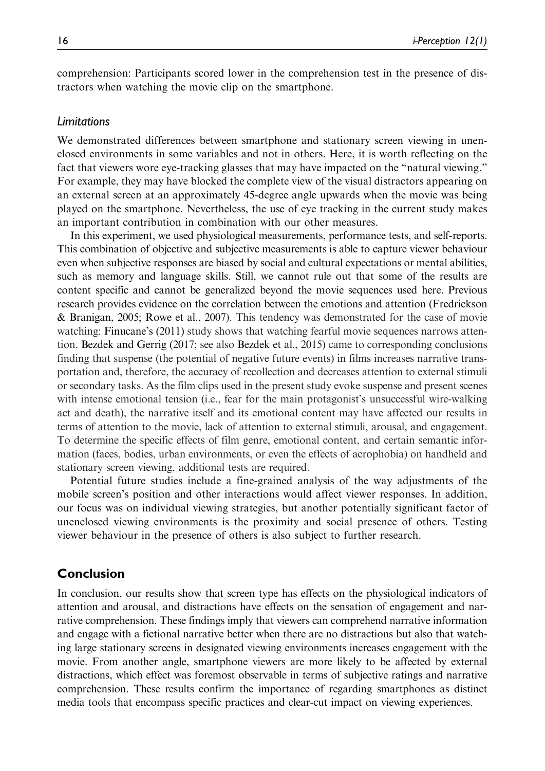comprehension: Participants scored lower in the comprehension test in the presence of distractors when watching the movie clip on the smartphone.

### *Limitations*

We demonstrated differences between smartphone and stationary screen viewing in unenclosed environments in some variables and not in others. Here, it is worth reflecting on the fact that viewers wore eye-tracking glasses that may have impacted on the "natural viewing." For example, they may have blocked the complete view of the visual distractors appearing on an external screen at an approximately 45-degree angle upwards when the movie was being played on the smartphone. Nevertheless, the use of eye tracking in the current study makes an important contribution in combination with our other measures.

In this experiment, we used physiological measurements, performance tests, and self-reports. This combination of objective and subjective measurements is able to capture viewer behaviour even when subjective responses are biased by social and cultural expectations or mental abilities, such as memory and language skills. Still, we cannot rule out that some of the results are content specific and cannot be generalized beyond the movie sequences used here. Previous research provides evidence on the correlation between the emotions and attention (Fredrickson & Branigan, 2005; Rowe et al., 2007). This tendency was demonstrated for the case of movie watching: Finucane's (2011) study shows that watching fearful movie sequences narrows attention. Bezdek and Gerrig (2017; see also Bezdek et al., 2015) came to corresponding conclusions finding that suspense (the potential of negative future events) in films increases narrative transportation and, therefore, the accuracy of recollection and decreases attention to external stimuli or secondary tasks. As the film clips used in the present study evoke suspense and present scenes with intense emotional tension (i.e., fear for the main protagonist's unsuccessful wire-walking act and death), the narrative itself and its emotional content may have affected our results in terms of attention to the movie, lack of attention to external stimuli, arousal, and engagement. To determine the specific effects of film genre, emotional content, and certain semantic information (faces, bodies, urban environments, or even the effects of acrophobia) on handheld and stationary screen viewing, additional tests are required.

Potential future studies include a fine-grained analysis of the way adjustments of the mobile screen's position and other interactions would affect viewer responses. In addition, our focus was on individual viewing strategies, but another potentially significant factor of unenclosed viewing environments is the proximity and social presence of others. Testing viewer behaviour in the presence of others is also subject to further research.

## Conclusion

In conclusion, our results show that screen type has effects on the physiological indicators of attention and arousal, and distractions have effects on the sensation of engagement and narrative comprehension. These findings imply that viewers can comprehend narrative information and engage with a fictional narrative better when there are no distractions but also that watching large stationary screens in designated viewing environments increases engagement with the movie. From another angle, smartphone viewers are more likely to be affected by external distractions, which effect was foremost observable in terms of subjective ratings and narrative comprehension. These results confirm the importance of regarding smartphones as distinct media tools that encompass specific practices and clear-cut impact on viewing experiences.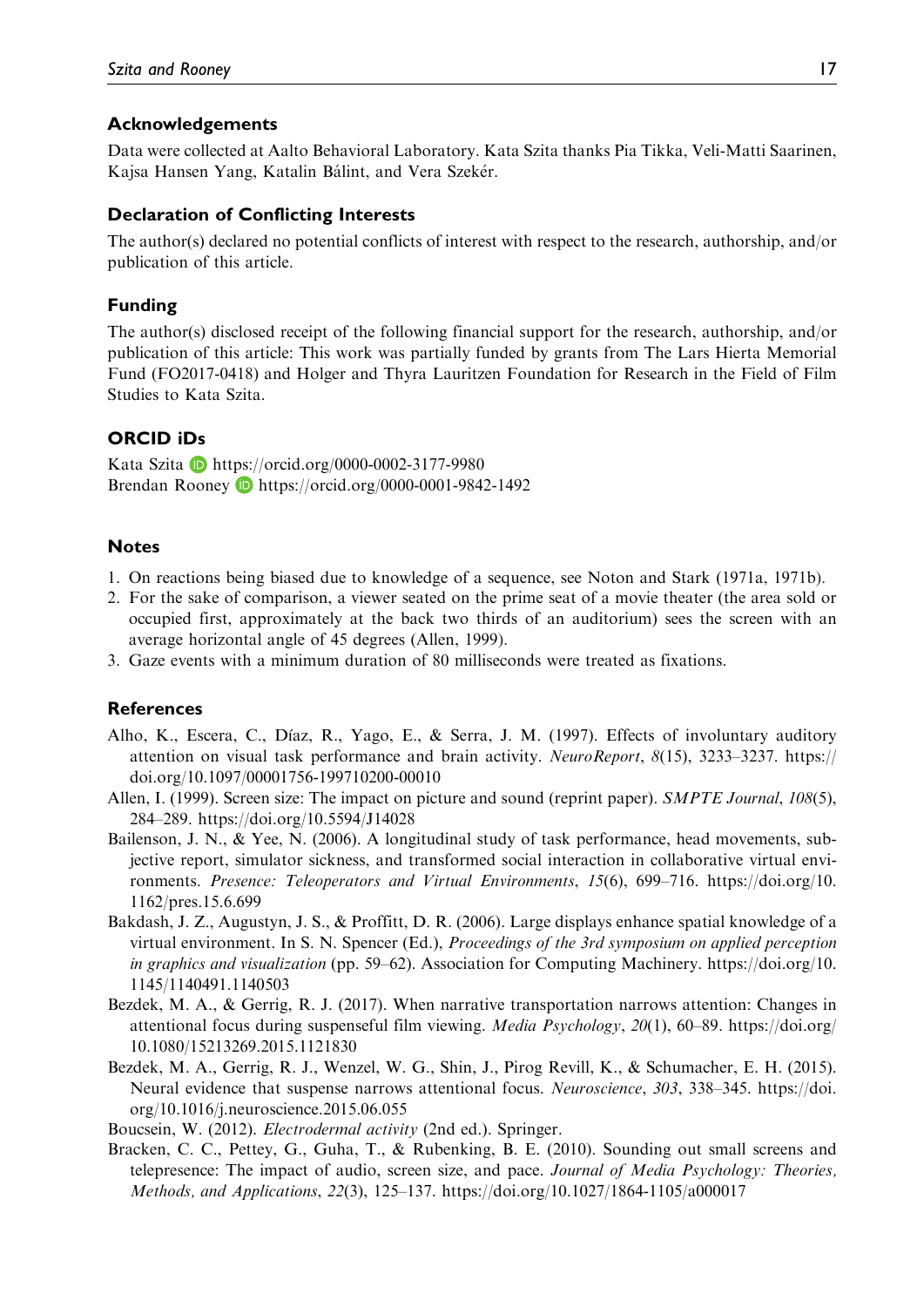## Acknowledgements

Data were collected at Aalto Behavioral Laboratory. Kata Szita thanks Pia Tikka, Veli-Matti Saarinen, Kajsa Hansen Yang, Katalin Bálint, and Vera Szekér.

## Declaration of Conflicting Interests

The author(s) declared no potential conflicts of interest with respect to the research, authorship, and/or publication of this article.

## Funding

The author(s) disclosed receipt of the following financial support for the research, authorship, and/or publication of this article: This work was partially funded by grants from The Lars Hierta Memorial Fund (FO2017-0418) and Holger and Thyra Lauritzen Foundation for Research in the Field of Film Studies to Kata Szita.

## ORCID iDs

Kata Szita https://orcid.org/0000-0002-3177-9980
Brendan Rooney https://orcid.org/0000-0001-9842-1492

## Notes

1. On reactions being biased due to knowledge of a sequence, see Noton and Stark (1971a, 1971b).
2. For the sake of comparison, a viewer seated on the prime seat of a movie theater (the area sold or occupied first, approximately at the back two thirds of an auditorium) sees the screen with an average horizontal angle of 45 degrees (Allen, 1999).
3. Gaze events with a minimum duration of 80 milliseconds were treated as fixations.

## References

Alho, K., Escera, C., Díaz, R., Yago, E., & Serra, J. M. (1997). Effects of involuntary auditory attention on visual task performance and brain activity. *NeuroReport*, *8*(15), 3233–3237. https://doi.org/10.1097/00001756-199710200-00010

Allen, I. (1999). Screen size: The impact on picture and sound (reprint paper). *SMPTE Journal*, *108*(5), 284–289. https://doi.org/10.5594/J14028

Bailenson, J. N., & Yee, N. (2006). A longitudinal study of task performance, head movements, subjective report, simulator sickness, and transformed social interaction in collaborative virtual environments. *Presence: Teleoperators and Virtual Environments*, *15*(6), 699–716. https://doi.org/10.1162/pres.15.6.699

Bakdash, J. Z., Augustyn, J. S., & Proffitt, D. R. (2006). Large displays enhance spatial knowledge of a virtual environment. In S. N. Spencer (Ed.), *Proceedings of the 3rd symposium on applied perception in graphics and visualization* (pp. 59–62). Association for Computing Machinery. https://doi.org/10.1145/1140491.1140503

Bezdek, M. A., & Gerrig, R. J. (2017). When narrative transportation narrows attention: Changes in attentional focus during suspenseful film viewing. *Media Psychology*, *20*(1), 60–89. https://doi.org/10.1080/15213269.2015.1121830

Bezdek, M. A., Gerrig, R. J., Wenzel, W. G., Shin, J., Pirog Revill, K., & Schumacher, E. H. (2015). Neural evidence that suspense narrows attentional focus. *Neuroscience*, *303*, 338–345. https://doi.org/10.1016/j.neuroscience.2015.06.055

Boucsein, W. (2012). *Electrodermal activity* (2nd ed.). Springer.

Bracken, C. C., Pettey, G., Guha, T., & Rubenking, B. E. (2010). Sounding out small screens and telepresence: The impact of audio, screen size, and pace. *Journal of Media Psychology: Theories, Methods, and Applications*, *22*(3), 125–137. https://doi.org/10.1027/1864-1105/a000017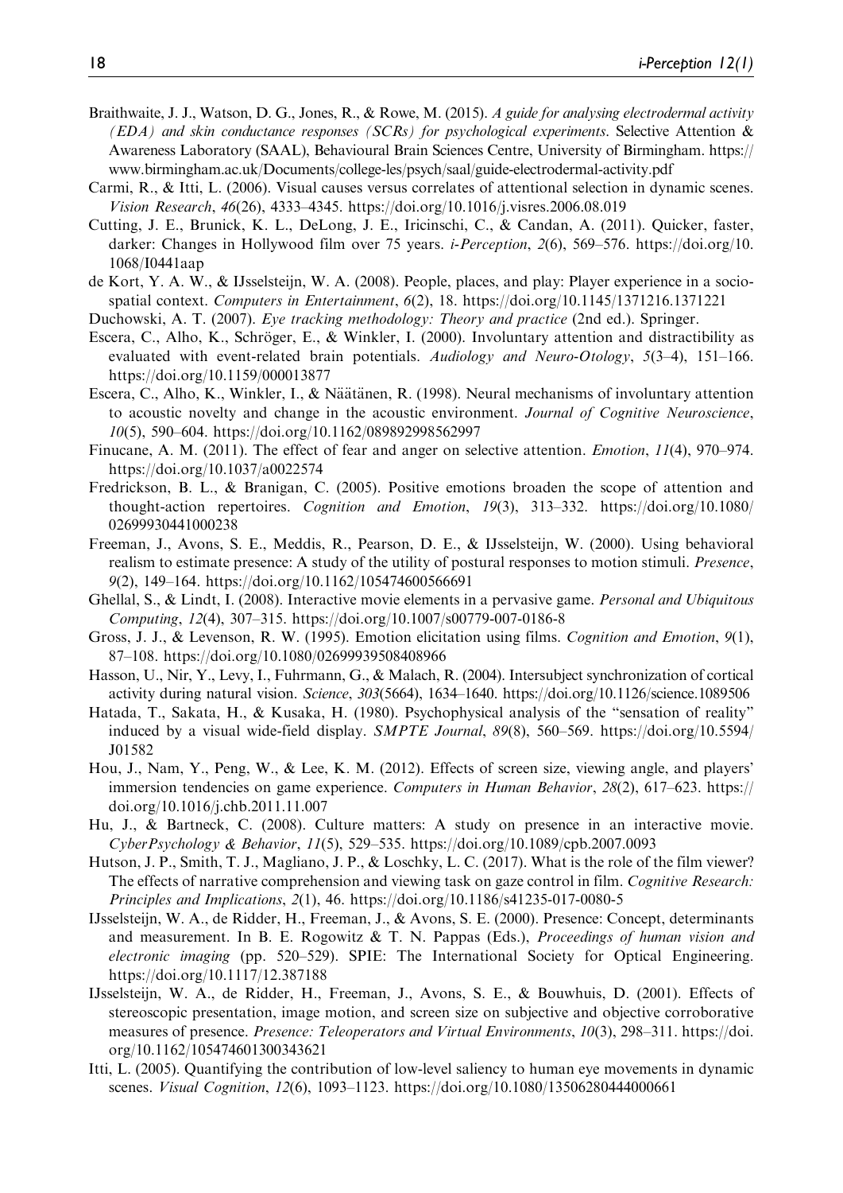Braithwaite, J. J., Watson, D. G., Jones, R., & Rowe, M. (2015). *A guide for analysing electrodermal activity (EDA) and skin conductance responses (SCRs) for psychological experiments*. Selective Attention & Awareness Laboratory (SAAL), Behavioural Brain Sciences Centre, University of Birmingham. https://www.birmingham.ac.uk/Documents/college-les/psych/saal/guide-electrodermal-activity.pdf

Carmi, R., & Itti, L. (2006). Visual causes versus correlates of attentional selection in dynamic scenes. *Vision Research*, *46*(26), 4333–4345. https://doi.org/10.1016/j.visres.2006.08.019

Cutting, J. E., Brunick, K. L., DeLong, J. E., Iricinschi, C., & Candan, A. (2011). Quicker, faster, darker: Changes in Hollywood film over 75 years. *i-Perception*, *2*(6), 569–576. https://doi.org/10.1068/I0441aap

de Kort, Y. A. W., & IJsselsteijn, W. A. (2008). People, places, and play: Player experience in a socio-spatial context. *Computers in Entertainment*, *6*(2), 18. https://doi.org/10.1145/1371216.1371221

Duchowski, A. T. (2007). *Eye tracking methodology: Theory and practice* (2nd ed.). Springer.

Escera, C., Alho, K., Schröger, E., & Winkler, I. (2000). Involuntary attention and distractibility as evaluated with event-related brain potentials. *Audiology and Neuro-Otology*, *5*(3–4), 151–166. https://doi.org/10.1159/000013877

Escera, C., Alho, K., Winkler, I., & Näätänen, R. (1998). Neural mechanisms of involuntary attention to acoustic novelty and change in the acoustic environment. *Journal of Cognitive Neuroscience*, *10*(5), 590–604. https://doi.org/10.1162/089892998562997

Finucane, A. M. (2011). The effect of fear and anger on selective attention. *Emotion*, *11*(4), 970–974. https://doi.org/10.1037/a0022574

Fredrickson, B. L., & Branigan, C. (2005). Positive emotions broaden the scope of attention and thought-action repertoires. *Cognition and Emotion*, *19*(3), 313–332. https://doi.org/10.1080/02699930441000238

Freeman, J., Avons, S. E., Meddis, R., Pearson, D. E., & IJsselsteijn, W. (2000). Using behavioral realism to estimate presence: A study of the utility of postural responses to motion stimuli. *Presence*, *9*(2), 149–164. https://doi.org/10.1162/105474600566691

Ghellal, S., & Lindt, I. (2008). Interactive movie elements in a pervasive game. *Personal and Ubiquitous Computing*, *12*(4), 307–315. https://doi.org/10.1007/s00779-007-0186-8

Gross, J. J., & Levenson, R. W. (1995). Emotion elicitation using films. *Cognition and Emotion*, *9*(1), 87–108. https://doi.org/10.1080/02699939508408966

Hasson, U., Nir, Y., Levy, I., Fuhrmann, G., & Malach, R. (2004). Intersubject synchronization of cortical activity during natural vision. *Science*, *303*(5664), 1634–1640. https://doi.org/10.1126/science.1089506

Hatada, T., Sakata, H., & Kusaka, H. (1980). Psychophysical analysis of the "sensation of reality" induced by a visual wide-field display. *SMPTE Journal*, *89*(8), 560–569. https://doi.org/10.5594/J01582

Hou, J., Nam, Y., Peng, W., & Lee, K. M. (2012). Effects of screen size, viewing angle, and players' immersion tendencies on game experience. *Computers in Human Behavior*, *28*(2), 617–623. https://doi.org/10.1016/j.chb.2011.11.007

Hu, J., & Bartneck, C. (2008). Culture matters: A study on presence in an interactive movie. *CyberPsychology & Behavior*, *11*(5), 529–535. https://doi.org/10.1089/cpb.2007.0093

Hutson, J. P., Smith, T. J., Magliano, J. P., & Loschky, L. C. (2017). What is the role of the film viewer? The effects of narrative comprehension and viewing task on gaze control in film. *Cognitive Research: Principles and Implications*, *2*(1), 46. https://doi.org/10.1186/s41235-017-0080-5

IJsselsteijn, W. A., de Ridder, H., Freeman, J., & Avons, S. E. (2000). Presence: Concept, determinants and measurement. In B. E. Rogowitz & T. N. Pappas (Eds.), *Proceedings of human vision and electronic imaging* (pp. 520–529). SPIE: The International Society for Optical Engineering. https://doi.org/10.1117/12.387188

IJsselsteijn, W. A., de Ridder, H., Freeman, J., Avons, S. E., & Bouwhuis, D. (2001). Effects of stereoscopic presentation, image motion, and screen size on subjective and objective corroborative measures of presence. *Presence: Teleoperators and Virtual Environments*, *10*(3), 298–311. https://doi.org/10.1162/105474601300343621

Itti, L. (2005). Quantifying the contribution of low-level saliency to human eye movements in dynamic scenes. *Visual Cognition*, *12*(6), 1093–1123. https://doi.org/10.1080/13506280444000661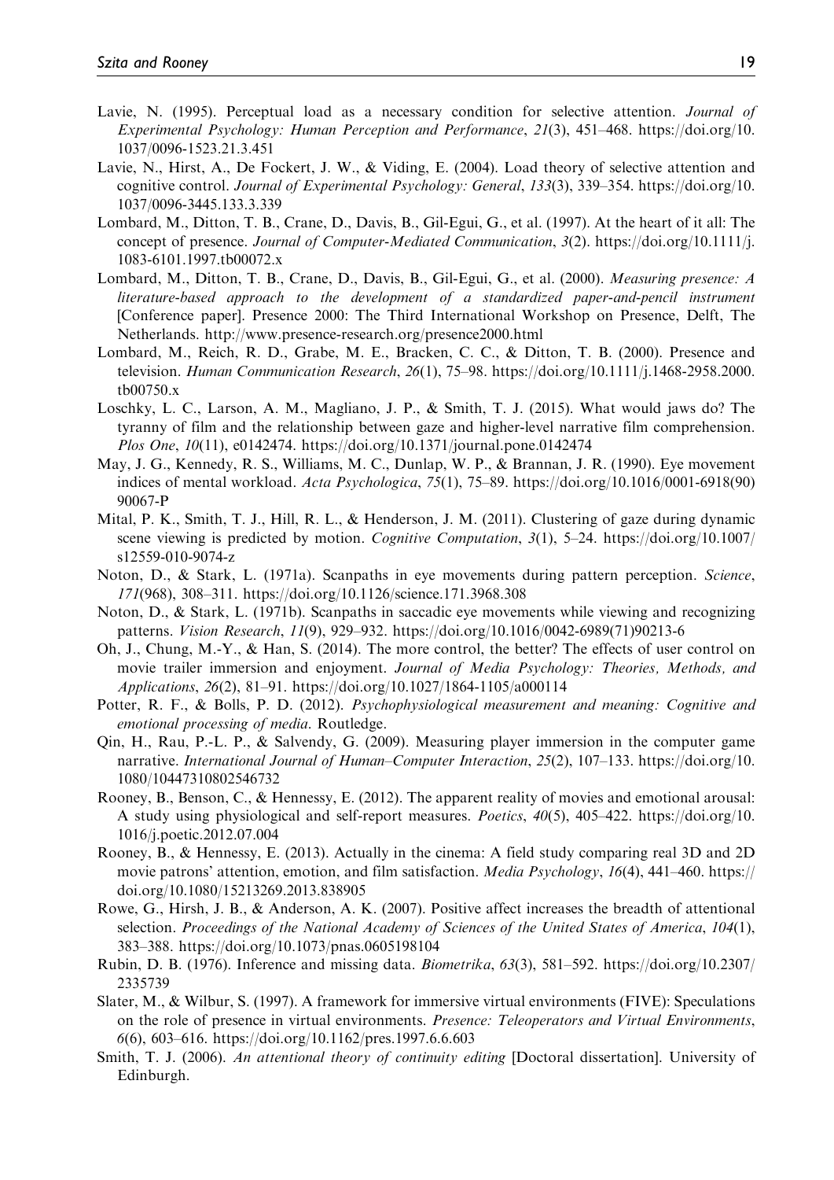Lavie, N. (1995). Perceptual load as a necessary condition for selective attention. *Journal of Experimental Psychology: Human Perception and Performance*, *21*(3), 451–468. https://doi.org/10.1037/0096-1523.21.3.451

Lavie, N., Hirst, A., De Fockert, J. W., & Viding, E. (2004). Load theory of selective attention and cognitive control. *Journal of Experimental Psychology: General*, *133*(3), 339–354. https://doi.org/10.1037/0096-3445.133.3.339

Lombard, M., Ditton, T. B., Crane, D., Davis, B., Gil-Egui, G., et al. (1997). At the heart of it all: The concept of presence. *Journal of Computer-Mediated Communication*, *3*(2). https://doi.org/10.1111/j.1083-6101.1997.tb00072.x

Lombard, M., Ditton, T. B., Crane, D., Davis, B., Gil-Egui, G., et al. (2000). *Measuring presence: A literature-based approach to the development of a standardized paper-and-pencil instrument* [Conference paper]. Presence 2000: The Third International Workshop on Presence, Delft, The Netherlands. http://www.presence-research.org/presence2000.html

Lombard, M., Reich, R. D., Grabe, M. E., Bracken, C. C., & Ditton, T. B. (2000). Presence and television. *Human Communication Research*, *26*(1), 75–98. https://doi.org/10.1111/j.1468-2958.2000.tb00750.x

Loschky, L. C., Larson, A. M., Magliano, J. P., & Smith, T. J. (2015). What would jaws do? The tyranny of film and the relationship between gaze and higher-level narrative film comprehension. *Plos One*, *10*(11), e0142474. https://doi.org/10.1371/journal.pone.0142474

May, J. G., Kennedy, R. S., Williams, M. C., Dunlap, W. P., & Brannan, J. R. (1990). Eye movement indices of mental workload. *Acta Psychologica*, *75*(1), 75–89. https://doi.org/10.1016/0001-6918(90)90067-P

Mital, P. K., Smith, T. J., Hill, R. L., & Henderson, J. M. (2011). Clustering of gaze during dynamic scene viewing is predicted by motion. *Cognitive Computation*, *3*(1), 5–24. https://doi.org/10.1007/s12559-010-9074-z

Noton, D., & Stark, L. (1971a). Scanpaths in eye movements during pattern perception. *Science*, *171*(968), 308–311. https://doi.org/10.1126/science.171.3968.308

Noton, D., & Stark, L. (1971b). Scanpaths in saccadic eye movements while viewing and recognizing patterns. *Vision Research*, *11*(9), 929–932. https://doi.org/10.1016/0042-6989(71)90213-6

Oh, J., Chung, M.-Y., & Han, S. (2014). The more control, the better? The effects of user control on movie trailer immersion and enjoyment. *Journal of Media Psychology: Theories, Methods, and Applications*, *26*(2), 81–91. https://doi.org/10.1027/1864-1105/a000114

Potter, R. F., & Bolls, P. D. (2012). *Psychophysiological measurement and meaning: Cognitive and emotional processing of media*. Routledge.

Qin, H., Rau, P.-L. P., & Salvendy, G. (2009). Measuring player immersion in the computer game narrative. *International Journal of Human–Computer Interaction*, *25*(2), 107–133. https://doi.org/10.1080/10447310802546732

Rooney, B., Benson, C., & Hennessy, E. (2012). The apparent reality of movies and emotional arousal: A study using physiological and self-report measures. *Poetics*, *40*(5), 405–422. https://doi.org/10.1016/j.poetic.2012.07.004

Rooney, B., & Hennessy, E. (2013). Actually in the cinema: A field study comparing real 3D and 2D movie patrons' attention, emotion, and film satisfaction. *Media Psychology*, *16*(4), 441–460. https://doi.org/10.1080/15213269.2013.838905

Rowe, G., Hirsh, J. B., & Anderson, A. K. (2007). Positive affect increases the breadth of attentional selection. *Proceedings of the National Academy of Sciences of the United States of America*, *104*(1), 383–388. https://doi.org/10.1073/pnas.0605198104

Rubin, D. B. (1976). Inference and missing data. *Biometrika*, *63*(3), 581–592. https://doi.org/10.2307/2335739

Slater, M., & Wilbur, S. (1997). A framework for immersive virtual environments (FIVE): Speculations on the role of presence in virtual environments. *Presence: Teleoperators and Virtual Environments*, *6*(6), 603–616. https://doi.org/10.1162/pres.1997.6.6.603

Smith, T. J. (2006). *An attentional theory of continuity editing* [Doctoral dissertation]. University of Edinburgh.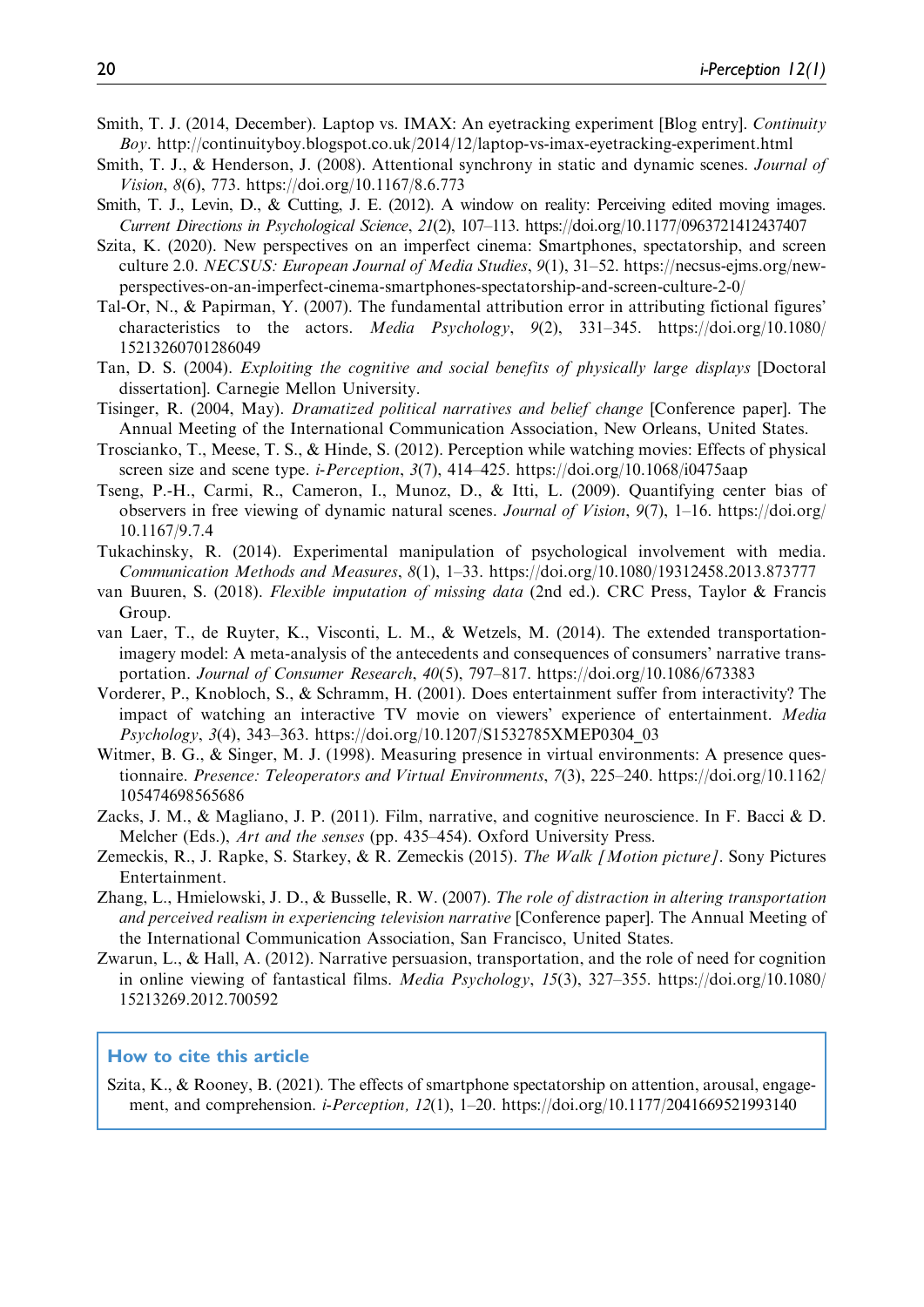Smith, T. J. (2014, December). Laptop vs. IMAX: An eyetracking experiment [Blog entry]. *Continuity Boy*. http://continuityboy.blogspot.co.uk/2014/12/laptop-vs-imax-eyetracking-experiment.html

Smith, T. J., & Henderson, J. (2008). Attentional synchrony in static and dynamic scenes. *Journal of Vision*, *8*(6), 773. https://doi.org/10.1167/8.6.773

Smith, T. J., Levin, D., & Cutting, J. E. (2012). A window on reality: Perceiving edited moving images. *Current Directions in Psychological Science*, *21*(2), 107–113. https://doi.org/10.1177/0963721412437407

Szita, K. (2020). New perspectives on an imperfect cinema: Smartphones, spectatorship, and screen culture 2.0. *NECSUS: European Journal of Media Studies*, *9*(1), 31–52. https://necsus-ejms.org/new-perspectives-on-an-imperfect-cinema-smartphones-spectatorship-and-screen-culture-2-0/

Tal-Or, N., & Papirman, Y. (2007). The fundamental attribution error in attributing fictional figures' characteristics to the actors. *Media Psychology*, *9*(2), 331–345. https://doi.org/10.1080/15213260701286049

Tan, D. S. (2004). *Exploiting the cognitive and social benefits of physically large displays* [Doctoral dissertation]. Carnegie Mellon University.

Tisinger, R. (2004, May). *Dramatized political narratives and belief change* [Conference paper]. The Annual Meeting of the International Communication Association, New Orleans, United States.

Troscianko, T., Meese, T. S., & Hinde, S. (2012). Perception while watching movies: Effects of physical screen size and scene type. *i-Perception*, *3*(7), 414–425. https://doi.org/10.1068/i0475aap

Tseng, P.-H., Carmi, R., Cameron, I., Munoz, D., & Itti, L. (2009). Quantifying center bias of observers in free viewing of dynamic natural scenes. *Journal of Vision*, *9*(7), 1–16. https://doi.org/10.1167/9.7.4

Tukachinsky, R. (2014). Experimental manipulation of psychological involvement with media. *Communication Methods and Measures*, *8*(1), 1–33. https://doi.org/10.1080/19312458.2013.873777

van Buuren, S. (2018). *Flexible imputation of missing data* (2nd ed.). CRC Press, Taylor & Francis Group.

van Laer, T., de Ruyter, K., Visconti, L. M., & Wetzels, M. (2014). The extended transportation-imagery model: A meta-analysis of the antecedents and consequences of consumers' narrative transportation. *Journal of Consumer Research*, *40*(5), 797–817. https://doi.org/10.1086/673383

Vorderer, P., Knobloch, S., & Schramm, H. (2001). Does entertainment suffer from interactivity? The impact of watching an interactive TV movie on viewers' experience of entertainment. *Media Psychology*, *3*(4), 343–363. https://doi.org/10.1207/S1532785XMEP0304_03

Witmer, B. G., & Singer, M. J. (1998). Measuring presence in virtual environments: A presence questionnaire. *Presence: Teleoperators and Virtual Environments*, *7*(3), 225–240. https://doi.org/10.1162/105474698565686

Zacks, J. M., & Magliano, J. P. (2011). Film, narrative, and cognitive neuroscience. In F. Bacci & D. Melcher (Eds.), *Art and the senses* (pp. 435–454). Oxford University Press.

Zemeckis, R., J. Rapke, S. Starkey, & R. Zemeckis (2015). *The Walk [Motion picture]*. Sony Pictures Entertainment.

Zhang, L., Hmielowski, J. D., & Busselle, R. W. (2007). *The role of distraction in altering transportation and perceived realism in experiencing television narrative* [Conference paper]. The Annual Meeting of the International Communication Association, San Francisco, United States.

Zwarun, L., & Hall, A. (2012). Narrative persuasion, transportation, and the role of need for cognition in online viewing of fantastical films. *Media Psychology*, *15*(3), 327–355. https://doi.org/10.1080/15213269.2012.700592

### How to cite this article

Szita, K., & Rooney, B. (2021). The effects of smartphone spectatorship on attention, arousal, engagement, and comprehension. *i-Perception, 12*(1), 1–20. https://doi.org/10.1177/2041669521993140